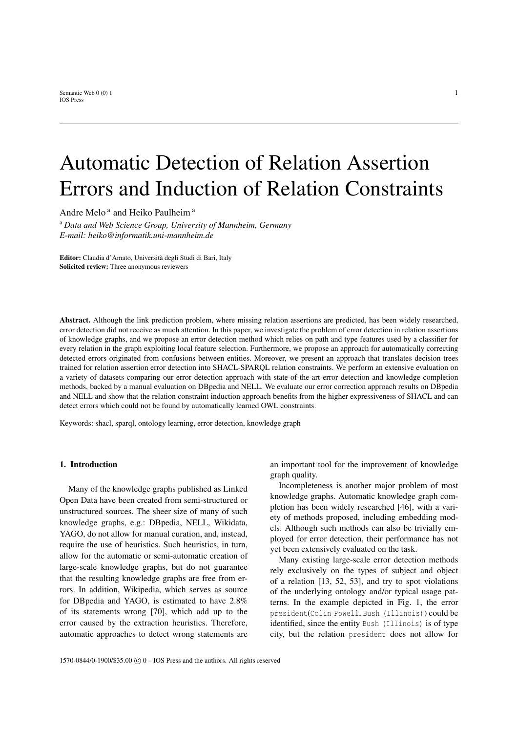# Automatic Detection of Relation Assertion Errors and Induction of Relation Constraints

Andre Melo [a] and Heiko Paulheim [a]

[a] *Data and Web Science Group, University of Mannheim, Germany*
*E-mail: heiko@informatik.uni-mannheim.de*

**Editor:** Claudia d'Amato, Università degli Studi di Bari, Italy
**Solicited review:** Three anonymous reviewers

**Abstract.** Although the link prediction problem, where missing relation assertions are predicted, has been widely researched, error detection did not receive as much attention. In this paper, we investigate the problem of error detection in relation assertions of knowledge graphs, and we propose an error detection method which relies on path and type features used by a classifier for every relation in the graph exploiting local feature selection. Furthermore, we propose an approach for automatically correcting detected errors originated from confusions between entities. Moreover, we present an approach that translates decision trees trained for relation assertion error detection into SHACL-SPARQL relation constraints. We perform an extensive evaluation on a variety of datasets comparing our error detection approach with state-of-the-art error detection and knowledge completion methods, backed by a manual evaluation on DBpedia and NELL. We evaluate our error correction approach results on DBpedia and NELL and show that the relation constraint induction approach benefits from the higher expressiveness of SHACL and can detect errors which could not be found by automatically learned OWL constraints.

Keywords: shacl, sparql, ontology learning, error detection, knowledge graph

## 1. Introduction

Many of the knowledge graphs published as Linked Open Data have been created from semi-structured or unstructured sources. The sheer size of many of such knowledge graphs, e.g.: DBpedia, NELL, Wikidata, YAGO, do not allow for manual curation, and, instead, require the use of heuristics. Such heuristics, in turn, allow for the automatic or semi-automatic creation of large-scale knowledge graphs, but do not guarantee that the resulting knowledge graphs are free from errors. In addition, Wikipedia, which serves as source for DBpedia and YAGO, is estimated to have 2.8% of its statements wrong [70], which add up to the error caused by the extraction heuristics. Therefore, automatic approaches to detect wrong statements are an important tool for the improvement of knowledge graph quality.

Incompleteness is another major problem of most knowledge graphs. Automatic knowledge graph completion has been widely researched [46], with a variety of methods proposed, including embedding models. Although such methods can also be trivially employed for error detection, their performance has not yet been extensively evaluated on the task.

Many existing large-scale error detection methods rely exclusively on the types of subject and object of a relation [13, 52, 53], and try to spot violations of the underlying ontology and/or typical usage patterns. In the example depicted in Fig. 1, the error `president(Colin Powell, Bush (Illinois))` could be identified, since the entity `Bush (Illinois)` is of type city, but the relation `president` does not allow for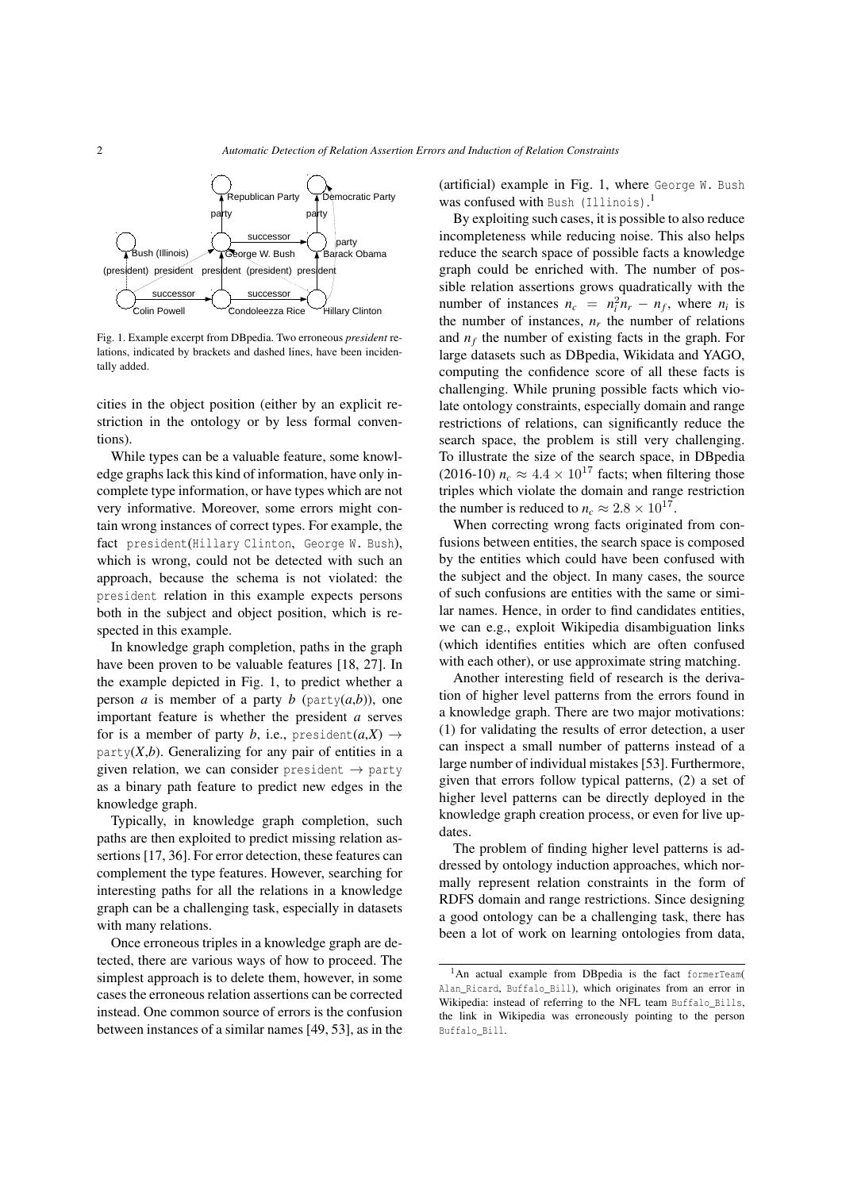Republican Party

Democratic Party

party

party

successor

party

Bush (Illinois)

George W. Bush

Barack Obama

(president) president

president (president) president

successor

successor

Colin Powell

Condoleezza Rice

Hillary Clinton

Fig. 1. Example excerpt from DBpedia. Two erroneous *president* relations, indicated by brackets and dashed lines, have been incidentally added.

cities in the object position (either by an explicit restriction in the ontology or by less formal conventions).

While types can be a valuable feature, some knowledge graphs lack this kind of information, have only incomplete type information, or have types which are not very informative. Moreover, some errors might contain wrong instances of correct types. For example, the fact `president(Hillary Clinton, George W. Bush)`, which is wrong, could not be detected with such an approach, because the schema is not violated: the `president` relation in this example expects persons both in the subject and object position, which is respected in this example.

In knowledge graph completion, paths in the graph have been proven to be valuable features [18, 27]. In the example depicted in Fig. 1, to predict whether a person $a$ is member of a party $b$ (`party`($a$,$b$)), one important feature is whether the president $a$ serves for is a member of party $b$, i.e., `president`($a$,$X$) $\rightarrow$ `party`($X$,$b$). Generalizing for any pair of entities in a given relation, we can consider `president` $\rightarrow$ `party` as a binary path feature to predict new edges in the knowledge graph.

Typically, in knowledge graph completion, such paths are then exploited to predict missing relation assertions [17, 36]. For error detection, these features can complement the type features. However, searching for interesting paths for all the relations in a knowledge graph can be a challenging task, especially in datasets with many relations.

Once erroneous triples in a knowledge graph are detected, there are various ways of how to proceed. The simplest approach is to delete them, however, in some cases the erroneous relation assertions can be corrected instead. One common source of errors is the confusion between instances of a similar names [49, 53], as in the (artificial) example in Fig. 1, where `George W. Bush` was confused with `Bush (Illinois)`.[1]

By exploiting such cases, it is possible to also reduce incompleteness while reducing noise. This also helps reduce the search space of possible facts a knowledge graph could be enriched with. The number of possible relation assertions grows quadratically with the number of instances $n_c = n_i^2 n_r - n_f$, where $n_i$ is the number of instances, $n_r$ the number of relations and $n_f$ the number of existing facts in the graph. For large datasets such as DBpedia, Wikidata and YAGO, computing the confidence score of all these facts is challenging. While pruning possible facts which violate ontology constraints, especially domain and range restrictions of relations, can significantly reduce the search space, the problem is still very challenging. To illustrate the size of the search space, in DBpedia (2016-10) $n_c \approx 4.4 \times 10^{17}$ facts; when filtering those triples which violate the domain and range restriction the number is reduced to $n_c \approx 2.8 \times 10^{17}$.

When correcting wrong facts originated from confusions between entities, the search space is composed by the entities which could have been confused with the subject and the object. In many cases, the source of such confusions are entities with the same or similar names. Hence, in order to find candidates entities, we can e.g., exploit Wikipedia disambiguation links (which identifies entities which are often confused with each other), or use approximate string matching.

Another interesting field of research is the derivation of higher level patterns from the errors found in a knowledge graph. There are two major motivations: (1) for validating the results of error detection, a user can inspect a small number of patterns instead of a large number of individual mistakes [53]. Furthermore, given that errors follow typical patterns, (2) a set of higher level patterns can be directly deployed in the knowledge graph creation process, or even for live updates.

The problem of finding higher level patterns is addressed by ontology induction approaches, which normally represent relation constraints in the form of RDFS domain and range restrictions. Since designing a good ontology can be a challenging task, there has been a lot of work on learning ontologies from data,

[1] An actual example from DBpedia is the fact `formerTeam(Alan_Ricard, Buffalo_Bill)`, which originates from an error in Wikipedia: instead of referring to the NFL team `Buffalo_Bills`, the link in Wikipedia was erroneously pointing to the person `Buffalo_Bill`.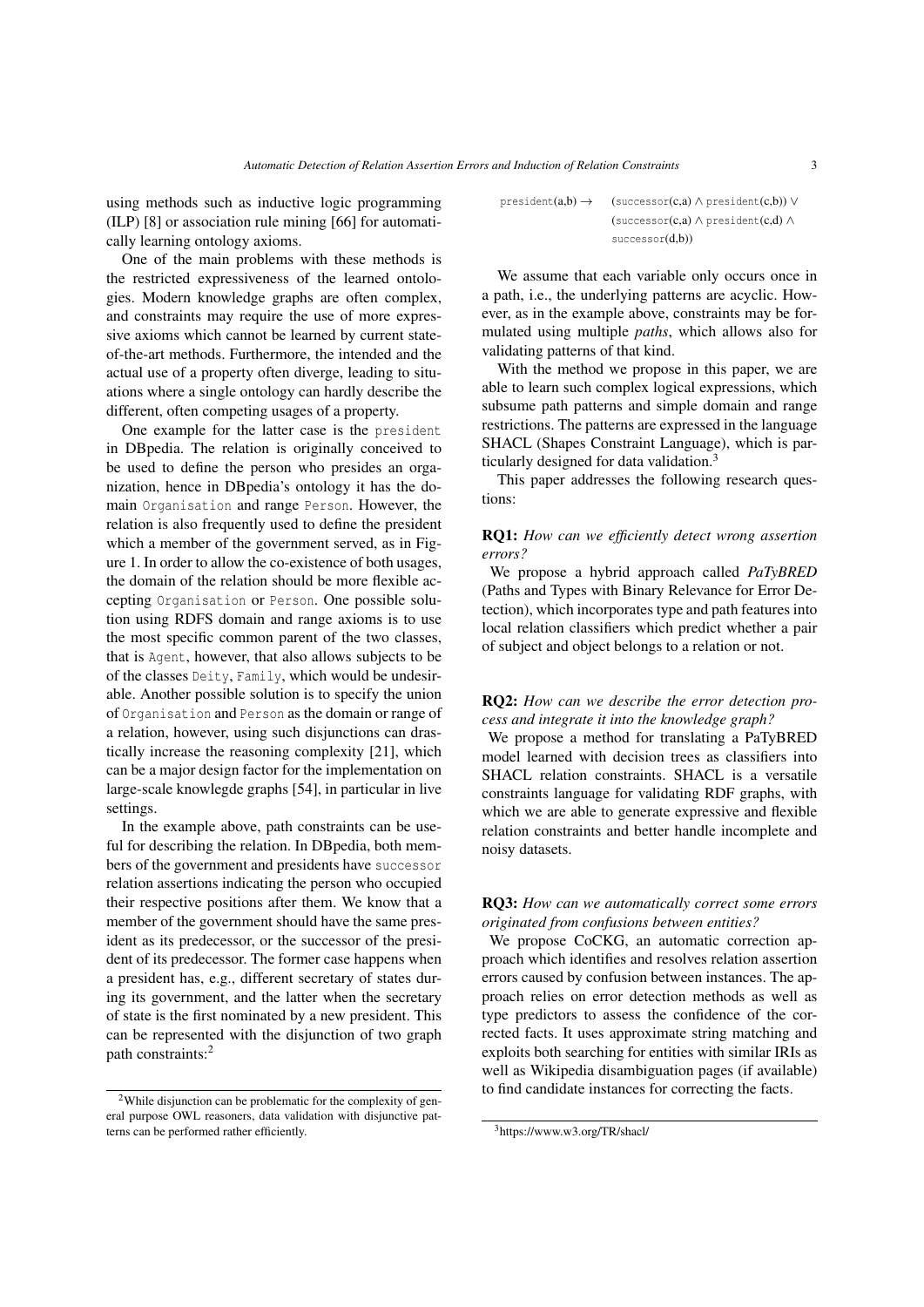using methods such as inductive logic programming (ILP) [8] or association rule mining [66] for automatically learning ontology axioms.

One of the main problems with these methods is the restricted expressiveness of the learned ontologies. Modern knowledge graphs are often complex, and constraints may require the use of more expressive axioms which cannot be learned by current state-of-the-art methods. Furthermore, the intended and the actual use of a property often diverge, leading to situations where a single ontology can hardly describe the different, often competing usages of a property.

One example for the latter case is the `president` in DBpedia. The relation is originally conceived to be used to define the person who presides an organization, hence in DBpedia's ontology it has the domain `Organisation` and range `Person`. However, the relation is also frequently used to define the president which a member of the government served, as in Figure 1. In order to allow the co-existence of both usages, the domain of the relation should be more flexible accepting `Organisation` or `Person`. One possible solution using RDFS domain and range axioms is to use the most specific common parent of the two classes, that is `Agent`, however, that also allows subjects to be of the classes `Deity`, `Family`, which would be undesirable. Another possible solution is to specify the union of `Organisation` and `Person` as the domain or range of a relation, however, using such disjunctions can drastically increase the reasoning complexity [21], which can be a major design factor for the implementation on large-scale knowlegde graphs [54], in particular in live settings.

In the example above, path constraints can be useful for describing the relation. In DBpedia, both members of the government and presidents have `successor` relation assertions indicating the person who occupied their respective positions after them. We know that a member of the government should have the same president as its predecessor, or the successor of the president of its predecessor. The former case happens when a president has, e.g., different secretary of states during its government, and the latter when the secretary of state is the first nominated by a new president. This can be represented with the disjunction of two graph path constraints:[2]

$$\texttt{president}(a,b) \rightarrow \quad (\texttt{successor}(c,a) \wedge \texttt{president}(c,b)) \vee (\texttt{successor}(c,a) \wedge \texttt{president}(c,d) \wedge \texttt{successor}(d,b))$$

We assume that each variable only occurs once in a path, i.e., the underlying patterns are acyclic. However, as in the example above, constraints may be formulated using multiple *paths*, which allows also for validating patterns of that kind.

With the method we propose in this paper, we are able to learn such complex logical expressions, which subsume path patterns and simple domain and range restrictions. The patterns are expressed in the language SHACL (Shapes Constraint Language), which is particularly designed for data validation.[3]

This paper addresses the following research questions:

**RQ1:** *How can we efficiently detect wrong assertion errors?*

We propose a hybrid approach called *PaTyBRED* (Paths and Types with Binary Relevance for Error Detection), which incorporates type and path features into local relation classifiers which predict whether a pair of subject and object belongs to a relation or not.

**RQ2:** *How can we describe the error detection process and integrate it into the knowledge graph?*

We propose a method for translating a PaTyBRED model learned with decision trees as classifiers into SHACL relation constraints. SHACL is a versatile constraints language for validating RDF graphs, with which we are able to generate expressive and flexible relation constraints and better handle incomplete and noisy datasets.

**RQ3:** *How can we automatically correct some errors originated from confusions between entities?*

We propose CoCKG, an automatic correction approach which identifies and resolves relation assertion errors caused by confusion between instances. The approach relies on error detection methods as well as type predictors to assess the confidence of the corrected facts. It uses approximate string matching and exploits both searching for entities with similar IRIs as well as Wikipedia disambiguation pages (if available) to find candidate instances for correcting the facts.

[2]While disjunction can be problematic for the complexity of general purpose OWL reasoners, data validation with disjunctive patterns can be performed rather efficiently.

[3]https://www.w3.org/TR/shacl/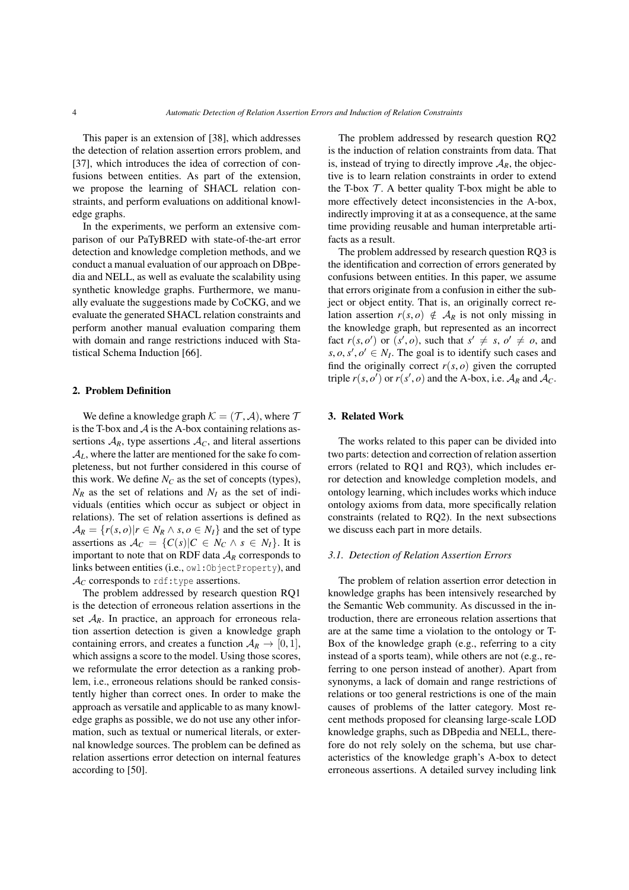This paper is an extension of [38], which addresses the detection of relation assertion errors problem, and [37], which introduces the idea of correction of confusions between entities. As part of the extension, we propose the learning of SHACL relation constraints, and perform evaluations on additional knowledge graphs.

In the experiments, we perform an extensive comparison of our PaTyBRED with state-of-the-art error detection and knowledge completion methods, and we conduct a manual evaluation of our approach on DBpedia and NELL, as well as evaluate the scalability using synthetic knowledge graphs. Furthermore, we manually evaluate the suggestions made by CoCKG, and we evaluate the generated SHACL relation constraints and perform another manual evaluation comparing them with domain and range restrictions induced with Statistical Schema Induction [66].

## 2. Problem Definition

We define a knowledge graph $\mathcal{K} = (\mathcal{T}, \mathcal{A})$, where $\mathcal{T}$ is the T-box and $\mathcal{A}$ is the A-box containing relations assertions $\mathcal{A}_R$, type assertions $\mathcal{A}_C$, and literal assertions $\mathcal{A}_L$, where the latter are mentioned for the sake fo completeness, but not further considered in this course of this work. We define $N_C$ as the set of concepts (types), $N_R$ as the set of relations and $N_I$ as the set of individuals (entities which occur as subject or object in relations). The set of relation assertions is defined as $\mathcal{A}_R = \{r(s, o) | r \in N_R \wedge s, o \in N_I\}$ and the set of type assertions as $\mathcal{A}_C = \{C(s) | C \in N_C \wedge s \in N_I\}$. It is important to note that on RDF data $\mathcal{A}_R$ corresponds to links between entities (i.e., `owl:ObjectProperty`), and $\mathcal{A}_C$ corresponds to `rdf:type` assertions.

The problem addressed by research question RQ1 is the detection of erroneous relation assertions in the set $\mathcal{A}_R$. In practice, an approach for erroneous relation assertion detection is given a knowledge graph containing errors, and creates a function $\mathcal{A}_R \rightarrow [0, 1]$, which assigns a score to the model. Using those scores, we reformulate the error detection as a ranking problem, i.e., erroneous relations should be ranked consistently higher than correct ones. In order to make the approach as versatile and applicable to as many knowledge graphs as possible, we do not use any other information, such as textual or numerical literals, or external knowledge sources. The problem can be defined as relation assertions error detection on internal features according to [50].

The problem addressed by research question RQ2 is the induction of relation constraints from data. That is, instead of trying to directly improve $\mathcal{A}_R$, the objective is to learn relation constraints in order to extend the T-box $\mathcal{T}$. A better quality T-box might be able to more effectively detect inconsistencies in the A-box, indirectly improving it at as a consequence, at the same time providing reusable and human interpretable artifacts as a result.

The problem addressed by research question RQ3 is the identification and correction of errors generated by confusions between entities. In this paper, we assume that errors originate from a confusion in either the subject or object entity. That is, an originally correct relation assertion $r(s, o) \notin \mathcal{A}_R$ is not only missing in the knowledge graph, but represented as an incorrect fact $r(s, o')$ or $(s', o)$, such that $s' \neq s$, $o' \neq o$, and $s, o, s', o' \in N_I$. The goal is to identify such cases and find the originally correct $r(s, o)$ given the corrupted triple $r(s, o')$ or $r(s', o)$ and the A-box, i.e. $\mathcal{A}_R$ and $\mathcal{A}_C$.

## 3. Related Work

The works related to this paper can be divided into two parts: detection and correction of relation assertion errors (related to RQ1 and RQ3), which includes error detection and knowledge completion models, and ontology learning, which includes works which induce ontology axioms from data, more specifically relation constraints (related to RQ2). In the next subsections we discuss each part in more details.

### 3.1. Detection of Relation Assertion Errors

The problem of relation assertion error detection in knowledge graphs has been intensively researched by the Semantic Web community. As discussed in the introduction, there are erroneous relation assertions that are at the same time a violation to the ontology or T-Box of the knowledge graph (e.g., referring to a city instead of a sports team), while others are not (e.g., referring to one person instead of another). Apart from synonyms, a lack of domain and range restrictions of relations or too general restrictions is one of the main causes of problems of the latter category. Most recent methods proposed for cleansing large-scale LOD knowledge graphs, such as DBpedia and NELL, therefore do not rely solely on the schema, but use characteristics of the knowledge graph's A-box to detect erroneous assertions. A detailed survey including link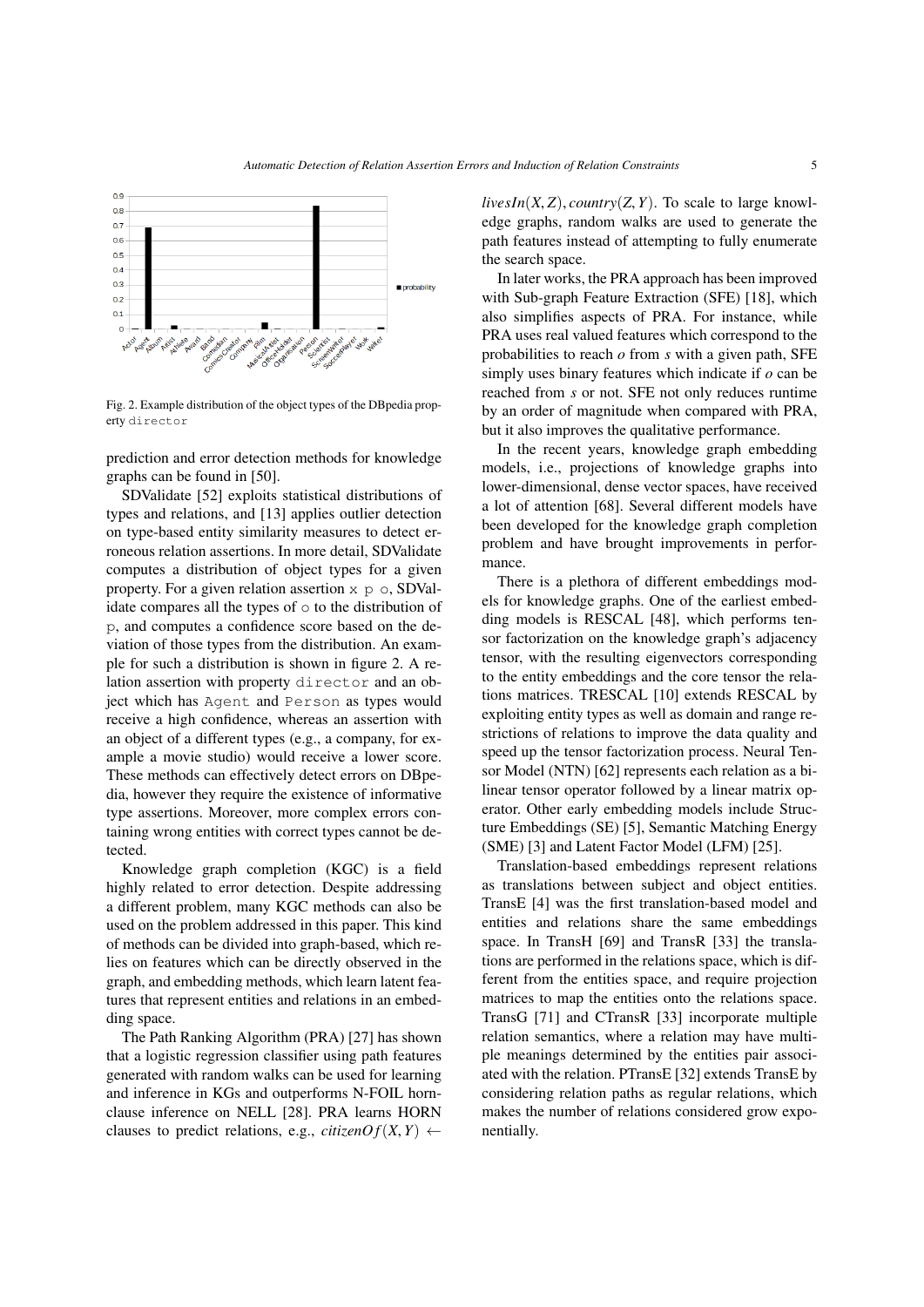0.9
0.8
0.7
0.6
0.5
0.4
0.3
0.2
0.1
0

Actor Agent Album Artist Athlete Award Band Comedian ComicsCreator Company Film MusicalArtist OfficeHolder Organisation Person Scientist ScreenWriter SoccerPlayer Work Writer

■ probability

Fig. 2. Example distribution of the object types of the DBpedia property `director`

prediction and error detection methods for knowledge graphs can be found in [50].

SDValidate [52] exploits statistical distributions of types and relations, and [13] applies outlier detection on type-based entity similarity measures to detect erroneous relation assertions. In more detail, SDValidate computes a distribution of object types for a given property. For a given relation assertion `x p o`, SDValidate compares all the types of `o` to the distribution of `p`, and computes a confidence score based on the deviation of those types from the distribution. An example for such a distribution is shown in figure 2. A relation assertion with property `director` and an object which has `Agent` and `Person` as types would receive a high confidence, whereas an assertion with an object of a different types (e.g., a company, for example a movie studio) would receive a lower score. These methods can effectively detect errors on DBpedia, however they require the existence of informative type assertions. Moreover, more complex errors containing wrong entities with correct types cannot be detected.

Knowledge graph completion (KGC) is a field highly related to error detection. Despite addressing a different problem, many KGC methods can also be used on the problem addressed in this paper. This kind of methods can be divided into graph-based, which relies on features which can be directly observed in the graph, and embedding methods, which learn latent features that represent entities and relations in an embedding space.

The Path Ranking Algorithm (PRA) [27] has shown that a logistic regression classifier using path features generated with random walks can be used for learning and inference in KGs and outperforms N-FOIL horn-clause inference on NELL [28]. PRA learns HORN clauses to predict relations, e.g., $citizenOf(X,Y) \leftarrow livesIn(X,Z), country(Z,Y)$. To scale to large knowledge graphs, random walks are used to generate the path features instead of attempting to fully enumerate the search space.

In later works, the PRA approach has been improved with Sub-graph Feature Extraction (SFE) [18], which also simplifies aspects of PRA. For instance, while PRA uses real valued features which correspond to the probabilities to reach $o$ from $s$ with a given path, SFE simply uses binary features which indicate if $o$ can be reached from $s$ or not. SFE not only reduces runtime by an order of magnitude when compared with PRA, but it also improves the qualitative performance.

In the recent years, knowledge graph embedding models, i.e., projections of knowledge graphs into lower-dimensional, dense vector spaces, have received a lot of attention [68]. Several different models have been developed for the knowledge graph completion problem and have brought improvements in performance.

There is a plethora of different embeddings models for knowledge graphs. One of the earliest embedding models is RESCAL [48], which performs tensor factorization on the knowledge graph's adjacency tensor, with the resulting eigenvectors corresponding to the entity embeddings and the core tensor the relations matrices. TRESCAL [10] extends RESCAL by exploiting entity types as well as domain and range restrictions of relations to improve the data quality and speed up the tensor factorization process. Neural Tensor Model (NTN) [62] represents each relation as a bilinear tensor operator followed by a linear matrix operator. Other early embedding models include Structure Embeddings (SE) [5], Semantic Matching Energy (SME) [3] and Latent Factor Model (LFM) [25].

Translation-based embeddings represent relations as translations between subject and object entities. TransE [4] was the first translation-based model and entities and relations share the same embeddings space. In TransH [69] and TransR [33] the translations are performed in the relations space, which is different from the entities space, and require projection matrices to map the entities onto the relations space. TransG [71] and CTransR [33] incorporate multiple relation semantics, where a relation may have multiple meanings determined by the entities pair associated with the relation. PTransE [32] extends TransE by considering relation paths as regular relations, which makes the number of relations considered grow exponentially.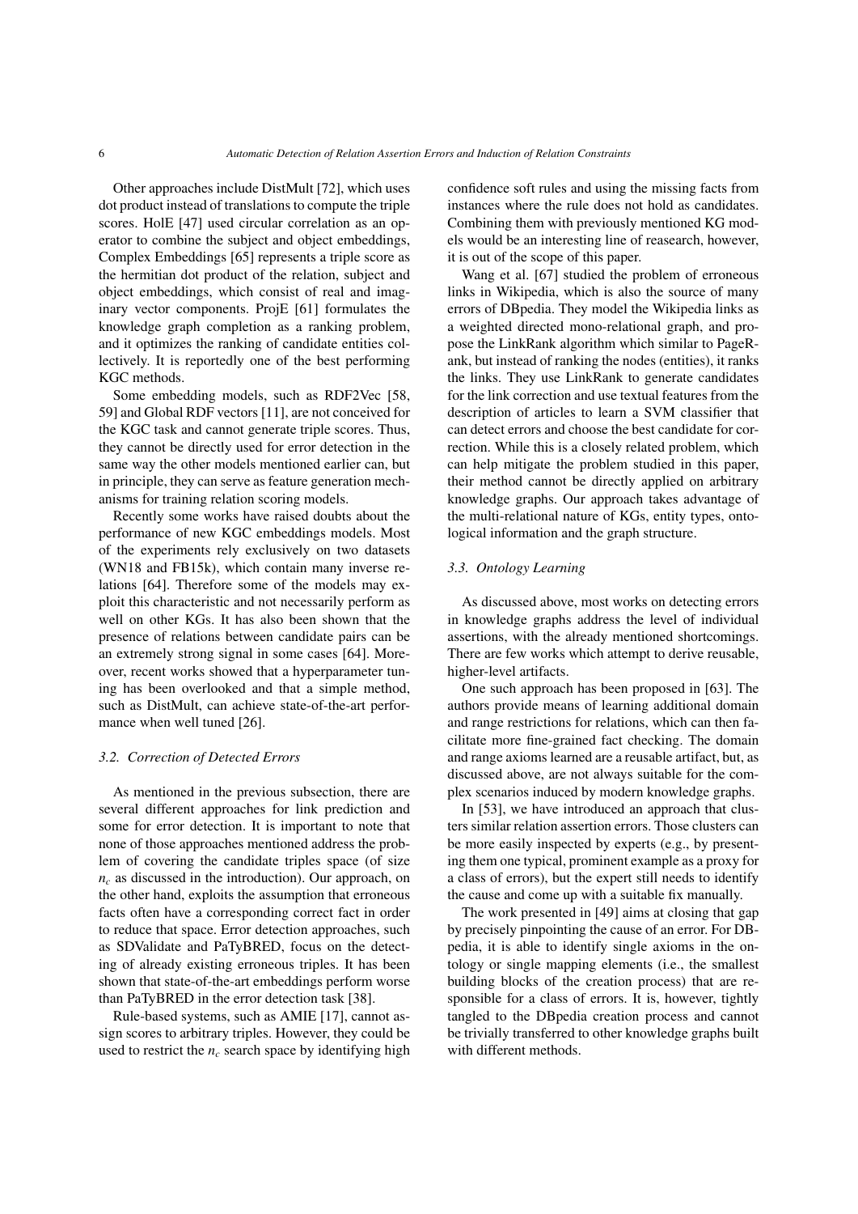Other approaches include DistMult [72], which uses dot product instead of translations to compute the triple scores. HolE [47] used circular correlation as an operator to combine the subject and object embeddings, Complex Embeddings [65] represents a triple score as the hermitian dot product of the relation, subject and object embeddings, which consist of real and imaginary vector components. ProjE [61] formulates the knowledge graph completion as a ranking problem, and it optimizes the ranking of candidate entities collectively. It is reportedly one of the best performing KGC methods.

Some embedding models, such as RDF2Vec [58, 59] and Global RDF vectors [11], are not conceived for the KGC task and cannot generate triple scores. Thus, they cannot be directly used for error detection in the same way the other models mentioned earlier can, but in principle, they can serve as feature generation mechanisms for training relation scoring models.

Recently some works have raised doubts about the performance of new KGC embeddings models. Most of the experiments rely exclusively on two datasets (WN18 and FB15k), which contain many inverse relations [64]. Therefore some of the models may exploit this characteristic and not necessarily perform as well on other KGs. It has also been shown that the presence of relations between candidate pairs can be an extremely strong signal in some cases [64]. Moreover, recent works showed that a hyperparameter tuning has been overlooked and that a simple method, such as DistMult, can achieve state-of-the-art performance when well tuned [26].

### 3.2. Correction of Detected Errors

As mentioned in the previous subsection, there are several different approaches for link prediction and some for error detection. It is important to note that none of those approaches mentioned address the problem of covering the candidate triples space (of size $n_c$ as discussed in the introduction). Our approach, on the other hand, exploits the assumption that erroneous facts often have a corresponding correct fact in order to reduce that space. Error detection approaches, such as SDValidate and PaTyBRED, focus on the detecting of already existing erroneous triples. It has been shown that state-of-the-art embeddings perform worse than PaTyBRED in the error detection task [38].

Rule-based systems, such as AMIE [17], cannot assign scores to arbitrary triples. However, they could be used to restrict the $n_c$ search space by identifying high confidence soft rules and using the missing facts from instances where the rule does not hold as candidates. Combining them with previously mentioned KG models would be an interesting line of reasearch, however, it is out of the scope of this paper.

Wang et al. [67] studied the problem of erroneous links in Wikipedia, which is also the source of many errors of DBpedia. They model the Wikipedia links as a weighted directed mono-relational graph, and propose the LinkRank algorithm which similar to PageRank, but instead of ranking the nodes (entities), it ranks the links. They use LinkRank to generate candidates for the link correction and use textual features from the description of articles to learn a SVM classifier that can detect errors and choose the best candidate for correction. While this is a closely related problem, which can help mitigate the problem studied in this paper, their method cannot be directly applied on arbitrary knowledge graphs. Our approach takes advantage of the multi-relational nature of KGs, entity types, ontological information and the graph structure.

### 3.3. Ontology Learning

As discussed above, most works on detecting errors in knowledge graphs address the level of individual assertions, with the already mentioned shortcomings. There are few works which attempt to derive reusable, higher-level artifacts.

One such approach has been proposed in [63]. The authors provide means of learning additional domain and range restrictions for relations, which can then facilitate more fine-grained fact checking. The domain and range axioms learned are a reusable artifact, but, as discussed above, are not always suitable for the complex scenarios induced by modern knowledge graphs.

In [53], we have introduced an approach that clusters similar relation assertion errors. Those clusters can be more easily inspected by experts (e.g., by presenting them one typical, prominent example as a proxy for a class of errors), but the expert still needs to identify the cause and come up with a suitable fix manually.

The work presented in [49] aims at closing that gap by precisely pinpointing the cause of an error. For DBpedia, it is able to identify single axioms in the ontology or single mapping elements (i.e., the smallest building blocks of the creation process) that are responsible for a class of errors. It is, however, tightly tangled to the DBpedia creation process and cannot be trivially transferred to other knowledge graphs built with different methods.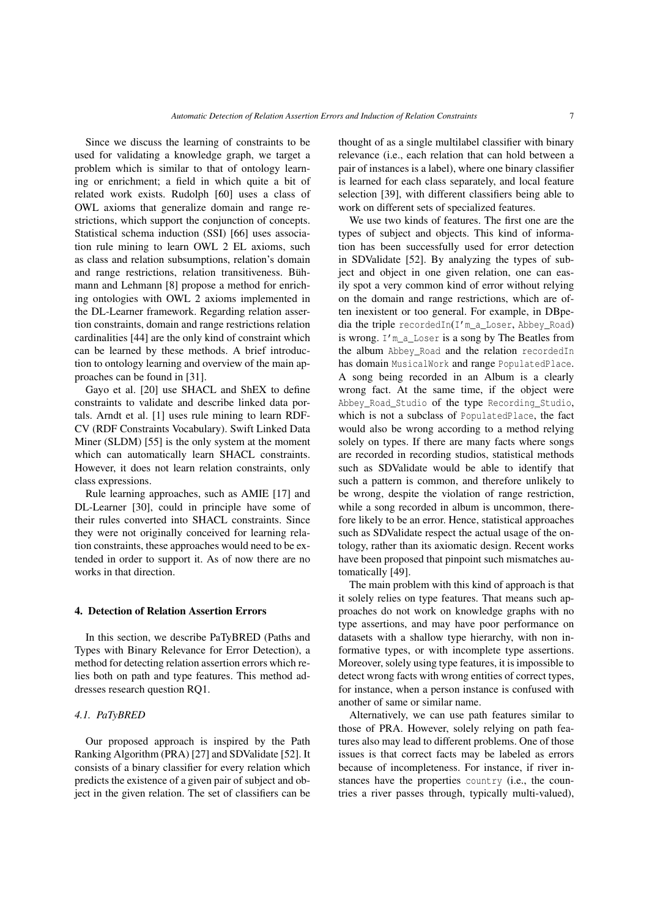Since we discuss the learning of constraints to be used for validating a knowledge graph, we target a problem which is similar to that of ontology learning or enrichment; a field in which quite a bit of related work exists. Rudolph [60] uses a class of OWL axioms that generalize domain and range restrictions, which support the conjunction of concepts. Statistical schema induction (SSI) [66] uses association rule mining to learn OWL 2 EL axioms, such as class and relation subsumptions, relation's domain and range restrictions, relation transitiveness. Bühmann and Lehmann [8] propose a method for enriching ontologies with OWL 2 axioms implemented in the DL-Learner framework. Regarding relation assertion constraints, domain and range restrictions relation cardinalities [44] are the only kind of constraint which can be learned by these methods. A brief introduction to ontology learning and overview of the main approaches can be found in [31].

Gayo et al. [20] use SHACL and ShEX to define constraints to validate and describe linked data portals. Arndt et al. [1] uses rule mining to learn RDF-CV (RDF Constraints Vocabulary). Swift Linked Data Miner (SLDM) [55] is the only system at the moment which can automatically learn SHACL constraints. However, it does not learn relation constraints, only class expressions.

Rule learning approaches, such as AMIE [17] and DL-Learner [30], could in principle have some of their rules converted into SHACL constraints. Since they were not originally conceived for learning relation constraints, these approaches would need to be extended in order to support it. As of now there are no works in that direction.

## 4. Detection of Relation Assertion Errors

In this section, we describe PaTyBRED (Paths and Types with Binary Relevance for Error Detection), a method for detecting relation assertion errors which relies both on path and type features. This method addresses research question RQ1.

### 4.1. PaTyBRED

Our proposed approach is inspired by the Path Ranking Algorithm (PRA) [27] and SDValidate [52]. It consists of a binary classifier for every relation which predicts the existence of a given pair of subject and object in the given relation. The set of classifiers can be thought of as a single multilabel classifier with binary relevance (i.e., each relation that can hold between a pair of instances is a label), where one binary classifier is learned for each class separately, and local feature selection [39], with different classifiers being able to work on different sets of specialized features.

We use two kinds of features. The first one are the types of subject and objects. This kind of information has been successfully used for error detection in SDValidate [52]. By analyzing the types of subject and object in one given relation, one can easily spot a very common kind of error without relying on the domain and range restrictions, which are often inexistent or too general. For example, in DBpedia the triple `recordedIn(I'm_a_Loser, Abbey_Road)` is wrong. `I'm_a_Loser` is a song by The Beatles from the album `Abbey_Road` and the relation `recordedIn` has domain `MusicalWork` and range `PopulatedPlace`. A song being recorded in an Album is a clearly wrong fact. At the same time, if the object were `Abbey_Road_Studio` of the type `Recording_Studio`, which is not a subclass of `PopulatedPlace`, the fact would also be wrong according to a method relying solely on types. If there are many facts where songs are recorded in recording studios, statistical methods such as SDValidate would be able to identify that such a pattern is common, and therefore unlikely to be wrong, despite the violation of range restriction, while a song recorded in album is uncommon, therefore likely to be an error. Hence, statistical approaches such as SDValidate respect the actual usage of the ontology, rather than its axiomatic design. Recent works have been proposed that pinpoint such mismatches automatically [49].

The main problem with this kind of approach is that it solely relies on type features. That means such approaches do not work on knowledge graphs with no type assertions, and may have poor performance on datasets with a shallow type hierarchy, with non informative types, or with incomplete type assertions. Moreover, solely using type features, it is impossible to detect wrong facts with wrong entities of correct types, for instance, when a person instance is confused with another of same or similar name.

Alternatively, we can use path features similar to those of PRA. However, solely relying on path features also may lead to different problems. One of those issues is that correct facts may be labeled as errors because of incompleteness. For instance, if river instances have the properties `country` (i.e., the countries a river passes through, typically multi-valued),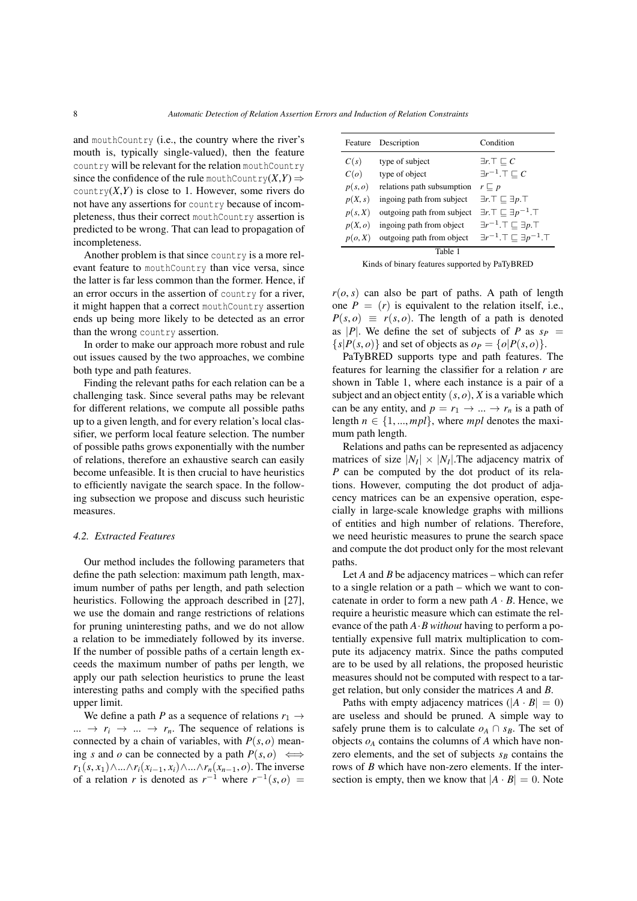and mouthCountry (i.e., the country where the river's mouth is, typically single-valued), then the feature country will be relevant for the relation mouthCountry since the confidence of the rule mouthCountry$(X,Y) \Rightarrow$ country$(X,Y)$ is close to 1. However, some rivers do not have any assertions for country because of incompleteness, thus their correct mouthCountry assertion is predicted to be wrong. That can lead to propagation of incompleteness.

Another problem is that since country is a more relevant feature to mouthCountry than vice versa, since the latter is far less common than the former. Hence, if an error occurs in the assertion of country for a river, it might happen that a correct mouthCountry assertion ends up being more likely to be detected as an error than the wrong country assertion.

In order to make our approach more robust and rule out issues caused by the two approaches, we combine both type and path features.

Finding the relevant paths for each relation can be a challenging task. Since several paths may be relevant for different relations, we compute all possible paths up to a given length, and for every relation's local classifier, we perform local feature selection. The number of possible paths grows exponentially with the number of relations, therefore an exhaustive search can easily become unfeasible. It is then crucial to have heuristics to efficiently navigate the search space. In the following subsection we propose and discuss such heuristic measures.

### 4.2. Extracted Features

Our method includes the following parameters that define the path selection: maximum path length, maximum number of paths per length, and path selection heuristics. Following the approach described in [27], we use the domain and range restrictions of relations for pruning uninteresting paths, and we do not allow a relation to be immediately followed by its inverse. If the number of possible paths of a certain length exceeds the maximum number of paths per length, we apply our path selection heuristics to prune the least interesting paths and comply with the specified paths upper limit.

We define a path $P$ as a sequence of relations $r_1 \rightarrow ... \rightarrow r_i \rightarrow ... \rightarrow r_n$. The sequence of relations is connected by a chain of variables, with $P(s,o)$ meaning $s$ and $o$ can be connected by a path $P(s,o) \iff r_1(s,x_1) \wedge ... \wedge r_i(x_{i-1},x_i) \wedge ... \wedge r_n(x_{n-1},o)$. The inverse of a relation $r$ is denoted as $r^{-1}$ where $r^{-1}(s,o) = r(o,s)$ can also be part of paths. A path of length one $P = (r)$ is equivalent to the relation itself, i.e., $P(s,o) \equiv r(s,o)$. The length of a path is denoted as $|P|$. We define the set of subjects of $P$ as $s_P = \{s | P(s,o)\}$ and set of objects as $o_P = \{o | P(s,o)\}$.

| Feature | Description | Condition |
|---|---|---|
| $C(s)$ | type of subject | $\exists r.\top \sqsubseteq C$ |
| $C(o)$ | type of object | $\exists r^{-1}.\top \sqsubseteq C$ |
| $p(s,o)$ | relations path subsumption | $r \sqsubseteq p$ |
| $p(X,s)$ | ingoing path from subject | $\exists r.\top \sqsubseteq \exists p.\top$ |
| $p(s,X)$ | outgoing path from subject | $\exists r.\top \sqsubseteq \exists p^{-1}.\top$ |
| $p(X,o)$ | ingoing path from object | $\exists r^{-1}.\top \sqsubseteq \exists p.\top$ |
| $p(o,X)$ | outgoing path from object | $\exists r^{-1}.\top \sqsubseteq \exists p^{-1}.\top$ |

Table 1

Kinds of binary features supported by PaTyBRED

PaTyBRED supports type and path features. The features for learning the classifier for a relation $r$ are shown in Table 1, where each instance is a pair of a subject and an object entity $(s,o)$, $X$ is a variable which can be any entity, and $p = r_1 \rightarrow ... \rightarrow r_n$ is a path of length $n \in \{1,...,mpl\}$, where $mpl$ denotes the maximum path length.

Relations and paths can be represented as adjacency matrices of size $|N_I| \times |N_I|$. The adjacency matrix of $P$ can be computed by the dot product of its relations. However, computing the dot product of adjacency matrices can be an expensive operation, especially in large-scale knowledge graphs with millions of entities and high number of relations. Therefore, we need heuristic measures to prune the search space and compute the dot product only for the most relevant paths.

Let $A$ and $B$ be adjacency matrices – which can refer to a single relation or a path – which we want to concatenate in order to form a new path $A \cdot B$. Hence, we require a heuristic measure which can estimate the relevance of the path $A \cdot B$ *without* having to perform a potentially expensive full matrix multiplication to compute its adjacency matrix. Since the paths computed are to be used by all relations, the proposed heuristic measures should not be computed with respect to a target relation, but only consider the matrices $A$ and $B$.

Paths with empty adjacency matrices ($|A \cdot B| = 0$) are useless and should be pruned. A simple way to safely prune them is to calculate $o_A \cap s_B$. The set of objects $o_A$ contains the columns of $A$ which have non-zero elements, and the set of subjects $s_B$ contains the rows of $B$ which have non-zero elements. If the intersection is empty, then we know that $|A \cdot B| = 0$. Note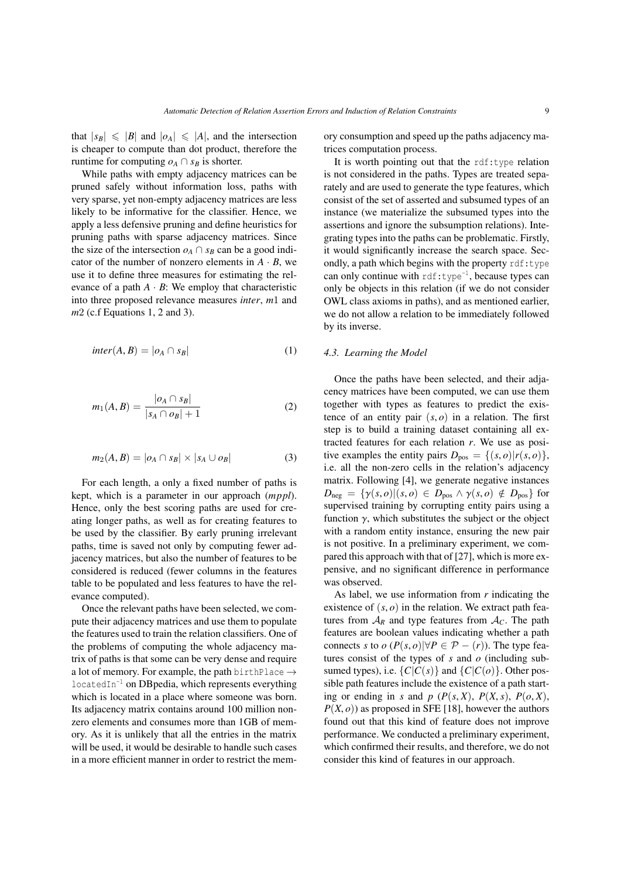that $|s_B| \leqslant |B|$ and $|o_A| \leqslant |A|$, and the intersection is cheaper to compute than dot product, therefore the runtime for computing $o_A \cap s_B$ is shorter.

While paths with empty adjacency matrices can be pruned safely without information loss, paths with very sparse, yet non-empty adjacency matrices are less likely to be informative for the classifier. Hence, we apply a less defensive pruning and define heuristics for pruning paths with sparse adjacency matrices. Since the size of the intersection $o_A \cap s_B$ can be a good indicator of the number of nonzero elements in $A \cdot B$, we use it to define three measures for estimating the relevance of a path $A \cdot B$: We employ that characteristic into three proposed relevance measures *inter*, *m*1 and *m*2 (c.f Equations 1, 2 and 3).

$$inter(A, B) = |o_A \cap s_B| \tag{1}$$

$$m_1(A, B) = \frac{|o_A \cap s_B|}{|s_A \cap o_B| + 1} \tag{2}$$

$$m_2(A, B) = |o_A \cap s_B| \times |s_A \cup o_B| \tag{3}$$

For each length, a only a fixed number of paths is kept, which is a parameter in our approach (*mppl*). Hence, only the best scoring paths are used for creating longer paths, as well as for creating features to be used by the classifier. By early pruning irrelevant paths, time is saved not only by computing fewer adjacency matrices, but also the number of features to be considered is reduced (fewer columns in the features table to be populated and less features to have the relevance computed).

Once the relevant paths have been selected, we compute their adjacency matrices and use them to populate the features used to train the relation classifiers. One of the problems of computing the whole adjacency matrix of paths is that some can be very dense and require a lot of memory. For example, the path `birthPlace` $\rightarrow$ `locatedIn`$^{-1}$ on DBpedia, which represents everything which is located in a place where someone was born. Its adjacency matrix contains around 100 million nonzero elements and consumes more than 1GB of memory. As it is unlikely that all the entries in the matrix will be used, it would be desirable to handle such cases in a more efficient manner in order to restrict the memory consumption and speed up the paths adjacency matrices computation process.

It is worth pointing out that the `rdf:type` relation is not considered in the paths. Types are treated separately and are used to generate the type features, which consist of the set of asserted and subsumed types of an instance (we materialize the subsumed types into the assertions and ignore the subsumption relations). Integrating types into the paths can be problematic. Firstly, it would significantly increase the search space. Secondly, a path which begins with the property `rdf:type` can only continue with `rdf:type`$^{-1}$, because types can only be objects in this relation (if we do not consider OWL class axioms in paths), and as mentioned earlier, we do not allow a relation to be immediately followed by its inverse.

### 4.3. Learning the Model

Once the paths have been selected, and their adjacency matrices have been computed, we can use them together with types as features to predict the existence of an entity pair $(s, o)$ in a relation. The first step is to build a training dataset containing all extracted features for each relation $r$. We use as positive examples the entity pairs $D_{\text{pos}} = \{(s, o) | r(s, o)\}$, i.e. all the non-zero cells in the relation's adjacency matrix. Following [4], we generate negative instances $D_{\text{neg}} = \{\gamma(s, o) | (s, o) \in D_{\text{pos}} \wedge \gamma(s, o) \notin D_{\text{pos}}\}$ for supervised training by corrupting entity pairs using a function $\gamma$, which substitutes the subject or the object with a random entity instance, ensuring the new pair is not positive. In a preliminary experiment, we compared this approach with that of [27], which is more expensive, and no significant difference in performance was observed.

As label, we use information from $r$ indicating the existence of $(s, o)$ in the relation. We extract path features from $\mathcal{A}_R$ and type features from $\mathcal{A}_C$. The path features are boolean values indicating whether a path connects $s$ to $o$ ($P(s, o) | \forall P \in \mathcal{P} - (r)$). The type features consist of the types of $s$ and $o$ (including subsumed types), i.e. $\{C | C(s)\}$ and $\{C | C(o)\}$. Other possible path features include the existence of a path starting or ending in $s$ and $p$ ($P(s, X)$, $P(X, s)$, $P(o, X)$, $P(X, o)$) as proposed in SFE [18], however the authors found out that this kind of feature does not improve performance. We conducted a preliminary experiment, which confirmed their results, and therefore, we do not consider this kind of features in our approach.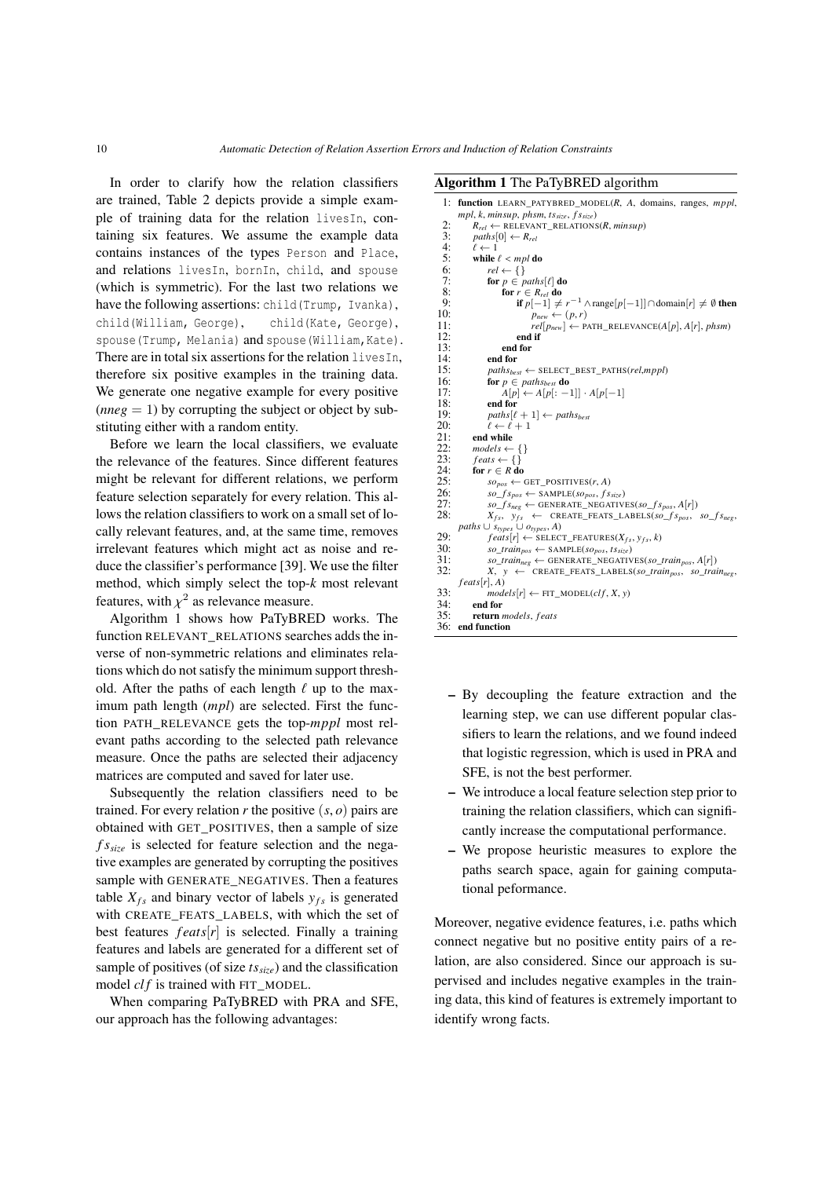In order to clarify how the relation classifiers are trained, Table 2 depicts provide a simple example of training data for the relation `livesIn`, containing six features. We assume the example data contains instances of the types `Person` and `Place`, and relations `livesIn`, `bornIn`, `child`, and `spouse` (which is symmetric). For the last two relations we have the following assertions: `child(Trump, Ivanka)`, `child(William, George)`, `child(Kate, George)`, `spouse(Trump, Melania)` and `spouse(William,Kate)`. There are in total six assertions for the relation `livesIn`, therefore six positive examples in the training data. We generate one negative example for every positive ($nneg = 1$) by corrupting the subject or object by substituting either with a random entity.

Before we learn the local classifiers, we evaluate the relevance of the features. Since different features might be relevant for different relations, we perform feature selection separately for every relation. This allows the relation classifiers to work on a small set of locally relevant features, and, at the same time, removes irrelevant features which might act as noise and reduce the classifier's performance [39]. We use the filter method, which simply select the top-*k* most relevant features, with $\chi^2$ as relevance measure.

Algorithm 1 shows how PaTyBRED works. The function RELEVANT_RELATIONS searches adds the inverse of non-symmetric relations and eliminates relations which do not satisfy the minimum support threshold. After the paths of each length $\ell$ up to the maximum path length (*mpl*) are selected. First the function PATH_RELEVANCE gets the top-*mppl* most relevant paths according to the selected path relevance measure. Once the paths are selected their adjacency matrices are computed and saved for later use.

Subsequently the relation classifiers need to be trained. For every relation *r* the positive $(s,o)$ pairs are obtained with GET_POSITIVES, then a sample of size $fs_{size}$ is selected for feature selection and the negative examples are generated by corrupting the positives sample with GENERATE_NEGATIVES. Then a features table $X_{fs}$ and binary vector of labels $y_{fs}$ is generated with CREATE_FEATS_LABELS, with which the set of best features $feats[r]$ is selected. Finally a training features and labels are generated for a different set of sample of positives (of size $ts_{size}$) and the classification model $clf$ is trained with FIT_MODEL.

When comparing PaTyBRED with PRA and SFE, our approach has the following advantages:

**Algorithm 1** The PaTyBRED algorithm

```
1:  function LEARN_PATYBRED_MODEL(R, A, domains, ranges, mppl,
    mpl, k, minsup, phsm, ts_size, fs_size)
2:      R_rel ← RELEVANT_RELATIONS(R, minsup)
3:      paths[0] ← R_rel
4:      ℓ ← 1
5:      while ℓ < mpl do
6:          rel ← {}
7:          for p ∈ paths[ℓ] do
8:              for r ∈ R_rel do
9:                  if p[−1] ≠ r^−1 ∧ range[p[−1]] ∩ domain[r] ≠ ∅ then
10:                     p_new ← (p, r)
11:                     rel[p_new] ← PATH_RELEVANCE(A[p], A[r], phsm)
12:                 end if
13:             end for
14:         end for
15:         paths_best ← SELECT_BEST_PATHS(rel, mppl)
16:         for p ∈ paths_best do
17:             A[p] ← A[p[: −1]] · A[p[−1]]
18:         end for
19:         paths[ℓ + 1] ← paths_best
20:         ℓ ← ℓ + 1
21:     end while
22:     models ← {}
23:     feats ← {}
24:     for r ∈ R do
25:         so_pos ← GET_POSITIVES(r, A)
26:         so_fs_pos ← SAMPLE(so_pos, fs_size)
27:         so_fs_neg ← GENERATE_NEGATIVES(so_fs_pos, A[r])
28:         X_fs, y_fs ← CREATE_FEATS_LABELS(so_fs_pos, so_fs_neg,
    paths ∪ s_types ∪ o_types, A)
29:         feats[r] ← SELECT_FEATURES(X_fs, y_fs, k)
30:         so_train_pos ← SAMPLE(so_pos, ts_size)
31:         so_train_neg ← GENERATE_NEGATIVES(so_train_pos, A[r])
32:         X, y ← CREATE_FEATS_LABELS(so_train_pos, so_train_neg,
    feats[r], A)
33:         models[r] ← FIT_MODEL(clf, X, y)
34:     end for
35:     return models, feats
36: end function
```

- By decoupling the feature extraction and the learning step, we can use different popular classifiers to learn the relations, and we found indeed that logistic regression, which is used in PRA and SFE, is not the best performer.
- We introduce a local feature selection step prior to training the relation classifiers, which can significantly increase the computational performance.
- We propose heuristic measures to explore the paths search space, again for gaining computational peformance.

Moreover, negative evidence features, i.e. paths which connect negative but no positive entity pairs of a relation, are also considered. Since our approach is supervised and includes negative examples in the training data, this kind of features is extremely important to identify wrong facts.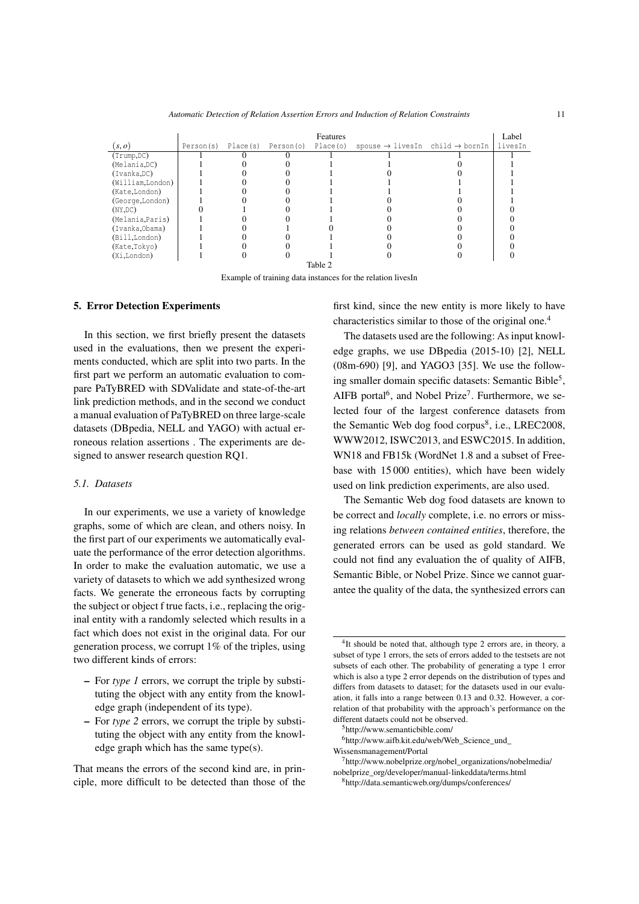| | Features | | | | | | Label |
|---|---|---|---|---|---|---|---|
| $(s, o)$ | Person(s) | Place(s) | Person(o) | Place(o) | spouse → livesIn | child → bornIn | livesIn |
| (Trump,DC) | 1 | 0 | 0 | 1 | 1 | 1 | 1 |
| (Melania,DC) | 1 | 0 | 0 | 1 | 1 | 0 | 1 |
| (Ivanka,DC) | 1 | 0 | 0 | 1 | 0 | 0 | 1 |
| (William,London) | 1 | 0 | 0 | 1 | 1 | 1 | 1 |
| (Kate,London) | 1 | 0 | 0 | 1 | 1 | 1 | 1 |
| (George,London) | 1 | 0 | 0 | 1 | 0 | 0 | 1 |
| (NY,DC) | 0 | 1 | 0 | 1 | 0 | 0 | 0 |
| (Melania,Paris) | 1 | 0 | 0 | 1 | 0 | 0 | 0 |
| (Ivanka,Obama) | 1 | 0 | 1 | 0 | 0 | 0 | 0 |
| (Bill,London) | 1 | 0 | 0 | 1 | 0 | 0 | 0 |
| (Kate,Tokyo) | 1 | 0 | 0 | 1 | 0 | 0 | 0 |
| (Xi,London) | 1 | 0 | 0 | 1 | 0 | 0 | 0 |

Table 2

Example of training data instances for the relation livesIn

## 5. Error Detection Experiments

In this section, we first briefly present the datasets used in the evaluations, then we present the experiments conducted, which are split into two parts. In the first part we perform an automatic evaluation to compare PaTyBRED with SDValidate and state-of-the-art link prediction methods, and in the second we conduct a manual evaluation of PaTyBRED on three large-scale datasets (DBpedia, NELL and YAGO) with actual erroneous relation assertions . The experiments are designed to answer research question RQ1.

### 5.1. Datasets

In our experiments, we use a variety of knowledge graphs, some of which are clean, and others noisy. In the first part of our experiments we automatically evaluate the performance of the error detection algorithms. In order to make the evaluation automatic, we use a variety of datasets to which we add synthesized wrong facts. We generate the erroneous facts by corrupting the subject or object f true facts, i.e., replacing the original entity with a randomly selected which results in a fact which does not exist in the original data. For our generation process, we corrupt 1% of the triples, using two different kinds of errors:

- For *type 1* errors, we corrupt the triple by substituting the object with any entity from the knowledge graph (independent of its type).
- For *type 2* errors, we corrupt the triple by substituting the object with any entity from the knowledge graph which has the same type(s).

That means the errors of the second kind are, in principle, more difficult to be detected than those of the first kind, since the new entity is more likely to have characteristics similar to those of the original one.[4]

The datasets used are the following: As input knowledge graphs, we use DBpedia (2015-10) [2], NELL (08m-690) [9], and YAGO3 [35]. We use the following smaller domain specific datasets: Semantic Bible[5], AIFB portal[6], and Nobel Prize[7]. Furthermore, we selected four of the largest conference datasets from the Semantic Web dog food corpus[8], i.e., LREC2008, WWW2012, ISWC2013, and ESWC2015. In addition, WN18 and FB15k (WordNet 1.8 and a subset of Freebase with 15 000 entities), which have been widely used on link prediction experiments, are also used.

The Semantic Web dog food datasets are known to be correct and *locally* complete, i.e. no errors or missing relations *between contained entities*, therefore, the generated errors can be used as gold standard. We could not find any evaluation the of quality of AIFB, Semantic Bible, or Nobel Prize. Since we cannot guarantee the quality of the data, the synthesized errors can

[4]It should be noted that, although type 2 errors are, in theory, a subset of type 1 errors, the sets of errors added to the testsets are not subsets of each other. The probability of generating a type 1 error which is also a type 2 error depends on the distribution of types and differs from datasets to dataset; for the datasets used in our evaluation, it falls into a range between 0.13 and 0.32. However, a correlation of that probability with the approach's performance on the different dataets could not be observed.

[5]http://www.semanticbible.com/

[6]http://www.aifb.kit.edu/web/Web_Science_und_Wissensmanagement/Portal

[7]http://www.nobelprize.org/nobel_organizations/nobelmedia/nobelprize_org/developer/manual-linkeddata/terms.html

[8]http://data.semanticweb.org/dumps/conferences/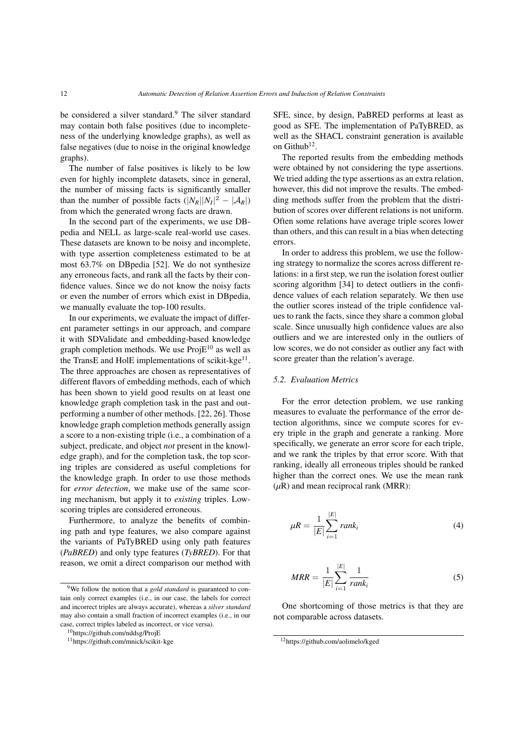be considered a silver standard.[9] The silver standard may contain both false positives (due to incompleteness of the underlying knowledge graphs), as well as false negatives (due to noise in the original knowledge graphs).

The number of false positives is likely to be low even for highly incomplete datasets, since in general, the number of missing facts is significantly smaller than the number of possible facts ($|N_R||N_I|^2 - |\mathcal{A}_R|$) from which the generated wrong facts are drawn.

In the second part of the experiments, we use DBpedia and NELL as large-scale real-world use cases. These datasets are known to be noisy and incomplete, with type assertion completeness estimated to be at most 63.7% on DBpedia [52]. We do not synthesize any erroneous facts, and rank all the facts by their confidence values. Since we do not know the noisy facts or even the number of errors which exist in DBpedia, we manually evaluate the top-100 results.

In our experiments, we evaluate the impact of different parameter settings in our approach, and compare it with SDValidate and embedding-based knowledge graph completion methods. We use ProjE[10] as well as the TransE and HolE implementations of scikit-kge[11]. The three approaches are chosen as representatives of different flavors of embedding methods, each of which has been shown to yield good results on at least one knowledge graph completion task in the past and outperforming a number of other methods. [22, 26]. Those knowledge graph completion methods generally assign a score to a non-existing triple (i.e., a combination of a subject, predicate, and object *not* present in the knowledge graph), and for the completion task, the top scoring triples are considered as useful completions for the knowledge graph. In order to use those methods for *error detection*, we make use of the same scoring mechanism, but apply it to *existing* triples. Low-scoring triples are considered erroneous.

Furthermore, to analyze the benefits of combining path and type features, we also compare against the variants of PaTyBRED using only path features (*PaBRED*) and only type features (*TyBRED*). For that reason, we omit a direct comparison our method with SFE, since, by design, PaBRED performs at least as good as SFE. The implementation of PaTyBRED, as well as the SHACL constraint generation is available on Github[12].

The reported results from the embedding methods were obtained by not considering the type assertions. We tried adding the type assertions as an extra relation, however, this did not improve the results. The embedding methods suffer from the problem that the distribution of scores over different relations is not uniform. Often some relations have average triple scores lower than others, and this can result in a bias when detecting errors.

In order to address this problem, we use the following strategy to normalize the scores across different relations: in a first step, we run the isolation forest outlier scoring algorithm [34] to detect outliers in the confidence values of each relation separately. We then use the outlier scores instead of the triple confidence values to rank the facts, since they share a common global scale. Since unusually high confidence values are also outliers and we are interested only in the outliers of low scores, we do not consider as outlier any fact with score greater than the relation's average.

### 5.2. Evaluation Metrics

For the error detection problem, we use ranking measures to evaluate the performance of the error detection algorithms, since we compute scores for every triple in the graph and generate a ranking. More specifically, we generate an error score for each triple, and we rank the triples by that error score. With that ranking, ideally all erroneous triples should be ranked higher than the correct ones. We use the mean rank ($\mu$R) and mean reciprocal rank (MRR):

$$\mu R = \frac{1}{|E|}\sum_{i=1}^{|E|} rank_i \tag{4}$$

$$MRR = \frac{1}{|E|}\sum_{i=1}^{|E|} \frac{1}{rank_i} \tag{5}$$

One shortcoming of those metrics is that they are not comparable across datasets.

---

[9] We follow the notion that a *gold standard* is guaranteed to contain only correct examples (i.e., in our case, the labels for correct and incorrect triples are always accurate), whereas a *silver standard* may also contain a small fraction of incorrect examples (i.e., in our case, correct triples labeled as incorrect, or vice versa).

[10] https://github.com/nddsg/ProjE

[11] https://github.com/mnick/scikit-kge

[12] https://github.com/aolimelo/kged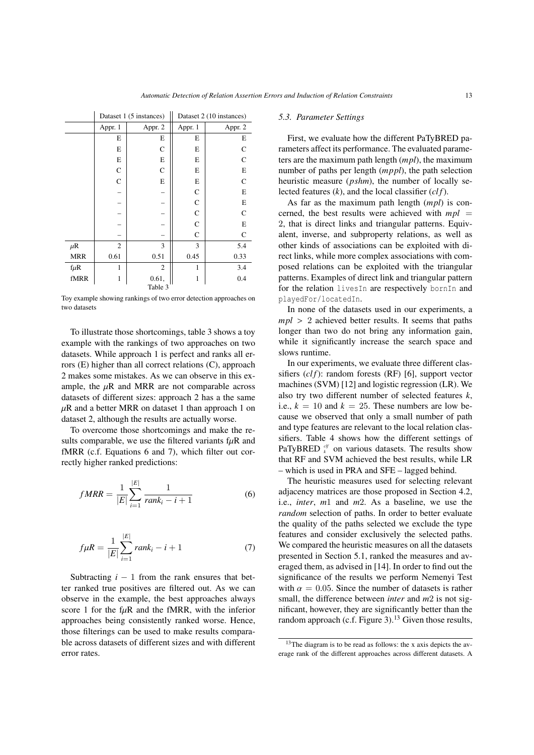| | Dataset 1 (5 instances) | | Dataset 2 (10 instances) | |
|---|---|---|---|---|
| | Appr. 1 | Appr. 2 | Appr. 1 | Appr. 2 |
| | E | E | E | E |
| | E | C | E | C |
| | E | E | E | C |
| | C | C | E | E |
| | C | E | E | C |
| | – | – | C | E |
| | – | – | C | E |
| | – | – | C | C |
| | – | – | C | E |
| | – | – | C | C |
| $\mu$R | 2 | 3 | 3 | 5.4 |
| MRR | 0.61 | 0.51 | 0.45 | 0.33 |
| f$\mu$R | 1 | 2 | 1 | 3.4 |
| fMRR | 1 | 0.61, | 1 | 0.4 |

Table 3

Toy example showing rankings of two error detection approaches on two datasets

To illustrate those shortcomings, table 3 shows a toy example with the rankings of two approaches on two datasets. While approach 1 is perfect and ranks all errors (E) higher than all correct relations (C), approach 2 makes some mistakes. As we can observe in this example, the $\mu$R and MRR are not comparable across datasets of different sizes: approach 2 has a the same $\mu$R and a better MRR on dataset 1 than approach 1 on dataset 2, although the results are actually worse.

To overcome those shortcomings and make the results comparable, we use the filtered variants f$\mu$R and fMRR (c.f. Equations 6 and 7), which filter out correctly higher ranked predictions:

$$fMRR = \frac{1}{|E|}\sum_{i=1}^{|E|}\frac{1}{rank_i - i + 1} \tag{6}$$

$$f\mu R = \frac{1}{|E|}\sum_{i=1}^{|E|} rank_i - i + 1 \tag{7}$$

Subtracting $i-1$ from the rank ensures that better ranked true positives are filtered out. As we can observe in the example, the best approaches always score 1 for the f$\mu$R and the fMRR, with the inferior approaches being consistently ranked worse. Hence, those filterings can be used to make results comparable across datasets of different sizes and with different error rates.

### 5.3. Parameter Settings

First, we evaluate how the different PaTyBRED parameters affect its performance. The evaluated parameters are the maximum path length (*mpl*), the maximum number of paths per length (*mppl*), the path selection heuristic measure (*pshm*), the number of locally selected features ($k$), and the local classifier (*clf*).

As far as the maximum path length (*mpl*) is concerned, the best results were achieved with $mpl = 2$, that is direct links and triangular patterns. Equivalent, inverse, and subproperty relations, as well as other kinds of associations can be exploited with direct links, while more complex associations with composed relations can be exploited with the triangular patterns. Examples of direct link and triangular pattern for the relation `livesIn` are respectively `bornIn` and `playedFor/locatedIn`.

In none of the datasets used in our experiments, a $mpl > 2$ achieved better results. It seems that paths longer than two do not bring any information gain, while it significantly increase the search space and slows runtime.

In our experiments, we evaluate three different classifiers (*clf*): random forests (RF) [6], support vector machines (SVM) [12] and logistic regression (LR). We also try two different number of selected features $k$, i.e., $k = 10$ and $k = 25$. These numbers are low because we observed that only a small number of path and type features are relevant to the local relation classifiers. Table 4 shows how the different settings of PaTyBRED $^{clf}_{k}$ on various datasets. The results show that RF and SVM achieved the best results, while LR – which is used in PRA and SFE – lagged behind.

The heuristic measures used for selecting relevant adjacency matrices are those proposed in Section 4.2, i.e., *inter*, *m*1 and *m*2. As a baseline, we use the *random* selection of paths. In order to better evaluate the quality of the paths selected we exclude the type features and consider exclusively the selected paths. We compared the heuristic measures on all the datasets presented in Section 5.1, ranked the measures and averaged them, as advised in [14]. In order to find out the significance of the results we perform Nemenyi Test with $\alpha = 0.05$. Since the number of datasets is rather small, the difference between *inter* and *m*2 is not significant, however, they are significantly better than the random approach (c.f. Figure 3).[13] Given those results,

[13]The diagram is to be read as follows: the x axis depicts the average rank of the different approaches across different datasets. A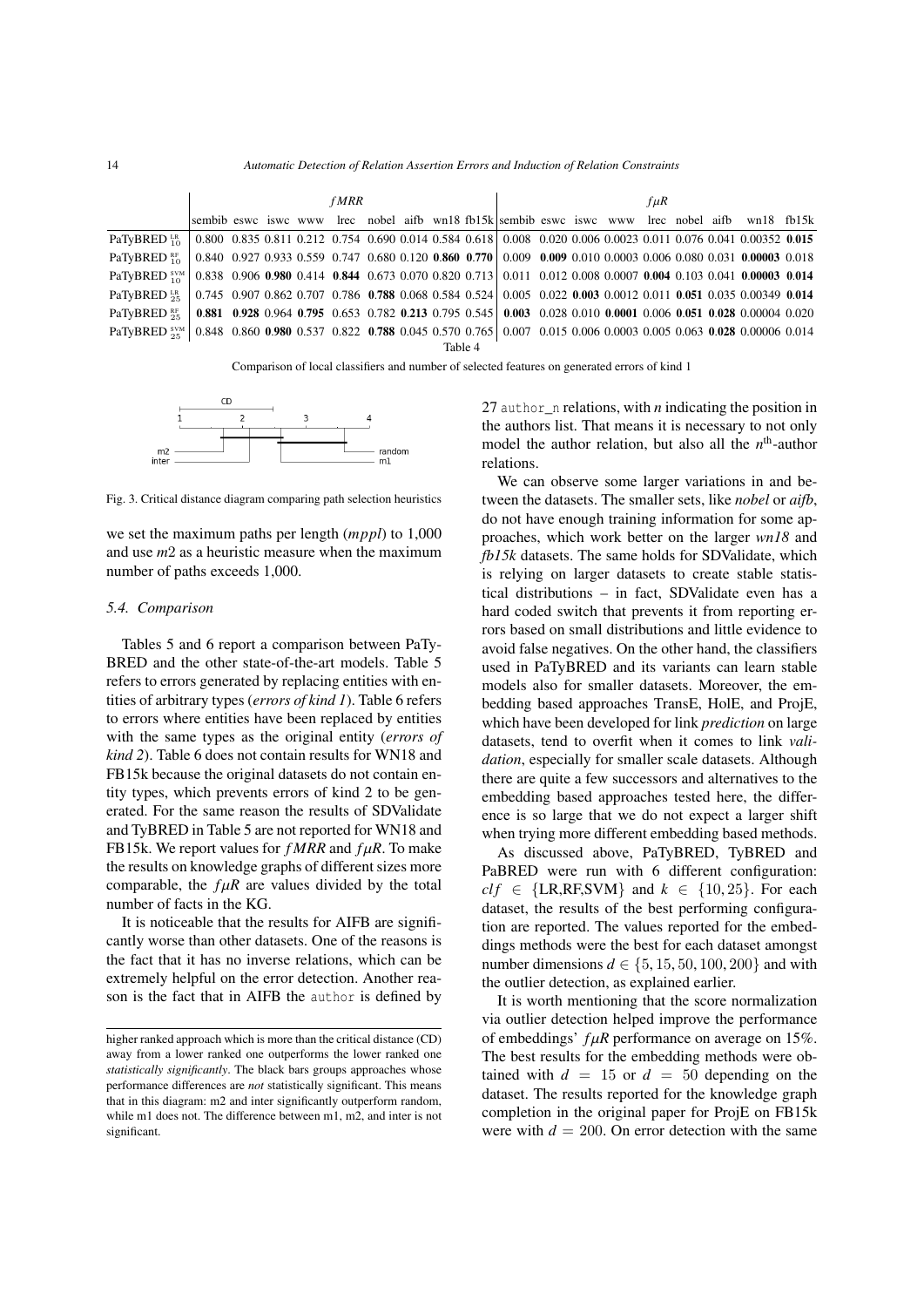| | *fMRR* | | | | | | | | | *fμR* | | | | | | | | |
|---|---|---|---|---|---|---|---|---|---|---|---|---|---|---|---|---|---|---|
| | sembib | eswc | iswc | www | lrec | nobel | aifb | wn18 | fb15k | sembib | eswc | iswc | www | lrec | nobel | aifb | wn18 | fb15k |
| PaTyBRED $^{LR}_{10}$ | 0.800 | 0.835 | 0.811 | 0.212 | 0.754 | 0.690 | 0.014 | 0.584 | 0.618 | 0.008 | 0.020 | 0.006 | 0.0023 | 0.011 | 0.076 | 0.041 | 0.00352 | **0.015** |
| PaTyBRED $^{RF}_{10}$ | 0.840 | 0.927 | 0.933 | 0.559 | 0.747 | 0.680 | 0.120 | **0.860** | **0.770** | 0.009 | **0.009** | 0.010 | 0.0003 | 0.006 | 0.080 | 0.031 | **0.00003** | 0.018 |
| PaTyBRED $^{SVM}_{10}$ | 0.838 | 0.906 | **0.980** | 0.414 | **0.844** | 0.673 | 0.070 | 0.820 | 0.713 | 0.011 | 0.012 | 0.008 | 0.0007 | **0.004** | 0.103 | 0.041 | **0.00003** | **0.014** |
| PaTyBRED $^{LR}_{25}$ | 0.745 | 0.907 | 0.862 | 0.707 | 0.786 | **0.788** | 0.068 | 0.584 | 0.524 | 0.005 | 0.022 | **0.003** | 0.0012 | 0.011 | **0.051** | 0.035 | 0.00349 | **0.014** |
| PaTyBRED $^{RF}_{25}$ | **0.881** | **0.928** | 0.964 | **0.795** | 0.653 | 0.782 | **0.213** | 0.795 | 0.545 | **0.003** | 0.028 | 0.010 | **0.0001** | 0.006 | **0.051** | **0.028** | 0.00004 | 0.020 |
| PaTyBRED $^{SVM}_{25}$ | 0.848 | 0.860 | **0.980** | 0.537 | 0.822 | **0.788** | 0.045 | 0.570 | 0.765 | 0.007 | 0.015 | 0.006 | 0.0003 | 0.005 | 0.063 | **0.028** | 0.00006 | 0.014 |

Table 4

Comparison of local classifiers and number of selected features on generated errors of kind 1

Fig. 3. Critical distance diagram comparing path selection heuristics

we set the maximum paths per length (*mppl*) to 1,000 and use *m2* as a heuristic measure when the maximum number of paths exceeds 1,000.

### 5.4. Comparison

Tables 5 and 6 report a comparison between PaTyBRED and the other state-of-the-art models. Table 5 refers to errors generated by replacing entities with entities of arbitrary types (*errors of kind 1*). Table 6 refers to errors where entities have been replaced by entities with the same types as the original entity (*errors of kind 2*). Table 6 does not contain results for WN18 and FB15k because the original datasets do not contain entity types, which prevents errors of kind 2 to be generated. For the same reason the results of SDValidate and TyBRED in Table 5 are not reported for WN18 and FB15k. We report values for $fMRR$ and $f\mu R$. To make the results on knowledge graphs of different sizes more comparable, the $f\mu R$ are values divided by the total number of facts in the KG.

It is noticeable that the results for AIFB are significantly worse than other datasets. One of the reasons is the fact that it has no inverse relations, which can be extremely helpful on the error detection. Another reason is the fact that in AIFB the `author` is defined by 27 `author_n` relations, with *n* indicating the position in the authors list. That means it is necessary to not only model the author relation, but also all the $n^{\text{th}}$-author relations.

We can observe some larger variations in and between the datasets. The smaller sets, like *nobel* or *aifb*, do not have enough training information for some approaches, which work better on the larger *wn18* and *fb15k* datasets. The same holds for SDValidate, which is relying on larger datasets to create stable statistical distributions – in fact, SDValidate even has a hard coded switch that prevents it from reporting errors based on small distributions and little evidence to avoid false negatives. On the other hand, the classifiers used in PaTyBRED and its variants can learn stable models also for smaller datasets. Moreover, the embedding based approaches TransE, HolE, and ProjE, which have been developed for link *prediction* on large datasets, tend to overfit when it comes to link *validation*, especially for smaller scale datasets. Although there are quite a few successors and alternatives to the embedding based approaches tested here, the difference is so large that we do not expect a larger shift when trying more different embedding based methods.

As discussed above, PaTyBRED, TyBRED and PaBRED were run with 6 different configuration: $clf \in \{\text{LR,RF,SVM}\}$ and $k \in \{10, 25\}$. For each dataset, the results of the best performing configuration are reported. The values reported for the embeddings methods were the best for each dataset amongst number dimensions $d \in \{5, 15, 50, 100, 200\}$ and with the outlier detection, as explained earlier.

It is worth mentioning that the score normalization via outlier detection helped improve the performance of embeddings' $f\mu R$ performance on average on 15%. The best results for the embedding methods were obtained with $d = 15$ or $d = 50$ depending on the dataset. The results reported for the knowledge graph completion in the original paper for ProjE on FB15k were with $d = 200$. On error detection with the same

---

higher ranked approach which is more than the critical distance (CD) away from a lower ranked one outperforms the lower ranked one *statistically significantly*. The black bars groups approaches whose performance differences are *not* statistically significant. This means that in this diagram: m2 and inter significantly outperform random, while m1 does not. The difference between m1, m2, and inter is not significant.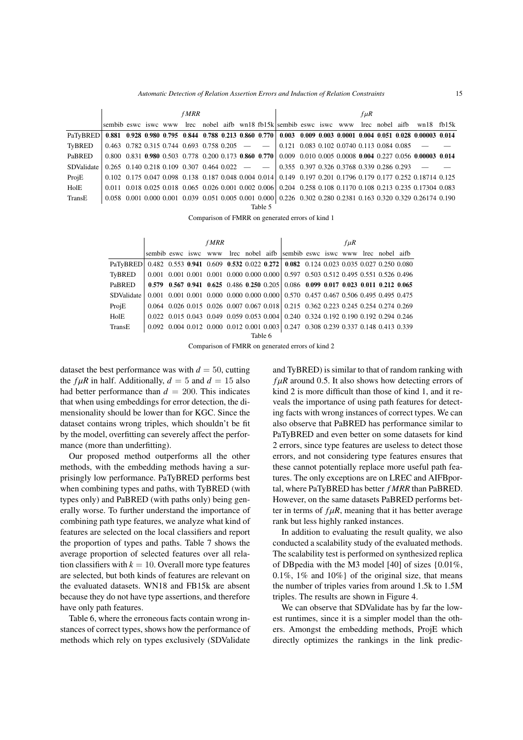| | *fMRR* | | | | | | | | | *fμR* | | | | | | | | |
|---|---|---|---|---|---|---|---|---|---|---|---|---|---|---|---|---|---|---|
| | sembib | eswc | iswc | www | lrec | nobel | aifb | wn18 | fb15k | sembib | eswc | iswc | www | lrec | nobel | aifb | wn18 | fb15k |
| PaTyBRED | **0.881** | **0.928** | **0.980** | **0.795** | **0.844** | **0.788** | **0.213** | **0.860** | **0.770** | **0.003** | **0.009** | **0.003** | **0.0001** | **0.004** | **0.051** | **0.028** | **0.00003** | **0.014** |
| TyBRED | 0.463 | 0.782 | 0.315 | 0.744 | 0.693 | 0.758 | 0.205 | — | — | 0.121 | 0.083 | 0.102 | 0.0740 | 0.113 | 0.084 | 0.085 | — | — |
| PaBRED | 0.800 | 0.831 | **0.980** | 0.503 | 0.778 | 0.200 | 0.173 | **0.860** | **0.770** | 0.009 | 0.010 | 0.005 | 0.0008 | **0.004** | 0.227 | 0.056 | **0.00003** | **0.014** |
| SDValidate | 0.265 | 0.140 | 0.218 | 0.109 | 0.307 | 0.464 | 0.022 | — | — | 0.355 | 0.397 | 0.326 | 0.3768 | 0.339 | 0.286 | 0.293 | — | — |
| ProjE | 0.102 | 0.175 | 0.047 | 0.098 | 0.138 | 0.187 | 0.048 | 0.004 | 0.014 | 0.149 | 0.197 | 0.201 | 0.1796 | 0.179 | 0.177 | 0.252 | 0.18714 | 0.125 |
| HolE | 0.011 | 0.018 | 0.025 | 0.018 | 0.065 | 0.026 | 0.001 | 0.002 | 0.006 | 0.204 | 0.258 | 0.108 | 0.1170 | 0.108 | 0.213 | 0.235 | 0.17304 | 0.083 |
| TransE | 0.058 | 0.001 | 0.000 | 0.001 | 0.039 | 0.051 | 0.005 | 0.001 | 0.000 | 0.226 | 0.302 | 0.280 | 0.2381 | 0.163 | 0.320 | 0.329 | 0.26174 | 0.190 |

Table 5

Comparison of FMRR on generated errors of kind 1

| | *fMRR* | | | | | | | *fμR* | | | | | | |
|---|---|---|---|---|---|---|---|---|---|---|---|---|---|---|
| | sembib | eswc | iswc | www | lrec | nobel | aifb | sembib | eswc | iswc | www | lrec | nobel | aifb |
| PaTyBRED | 0.482 | 0.553 | **0.941** | 0.609 | **0.532** | 0.022 | **0.272** | **0.082** | 0.124 | 0.023 | 0.035 | 0.027 | 0.250 | 0.080 |
| TyBRED | 0.001 | 0.001 | 0.001 | 0.001 | 0.000 | 0.000 | 0.000 | 0.597 | 0.503 | 0.512 | 0.495 | 0.551 | 0.526 | 0.496 |
| PaBRED | **0.579** | **0.567** | **0.941** | **0.625** | 0.486 | **0.250** | 0.205 | 0.086 | **0.099** | **0.017** | **0.023** | **0.011** | **0.212** | **0.065** |
| SDValidate | 0.001 | 0.001 | 0.001 | 0.000 | 0.000 | 0.000 | 0.000 | 0.570 | 0.457 | 0.467 | 0.506 | 0.495 | 0.495 | 0.475 |
| ProjE | 0.064 | 0.026 | 0.015 | 0.026 | 0.007 | 0.067 | 0.018 | 0.215 | 0.362 | 0.223 | 0.245 | 0.254 | 0.274 | 0.269 |
| HolE | 0.022 | 0.015 | 0.043 | 0.049 | 0.059 | 0.053 | 0.004 | 0.240 | 0.324 | 0.192 | 0.190 | 0.192 | 0.294 | 0.246 |
| TransE | 0.092 | 0.004 | 0.012 | 0.000 | 0.012 | 0.001 | 0.003 | 0.247 | 0.308 | 0.239 | 0.337 | 0.148 | 0.413 | 0.339 |

Table 6

Comparison of FMRR on generated errors of kind 2

dataset the best performance was with $d = 50$, cutting the $f\mu R$ in half. Additionally, $d = 5$ and $d = 15$ also had better performance than $d = 200$. This indicates that when using embeddings for error detection, the dimensionality should be lower than for KGC. Since the dataset contains wrong triples, which shouldn't be fit by the model, overfitting can severely affect the performance (more than underfitting).

Our proposed method outperforms all the other methods, with the embedding methods having a surprisingly low performance. PaTyBRED performs best when combining types and paths, with TyBRED (with types only) and PaBRED (with paths only) being generally worse. To further understand the importance of combining path type features, we analyze what kind of features are selected on the local classifiers and report the proportion of types and paths. Table 7 shows the average proportion of selected features over all relation classifiers with $k = 10$. Overall more type features are selected, but both kinds of features are relevant on the evaluated datasets. WN18 and FB15k are absent because they do not have type assertions, and therefore have only path features.

Table 6, where the erroneous facts contain wrong instances of correct types, shows how the performance of methods which rely on types exclusively (SDValidate and TyBRED) is similar to that of random ranking with $f\mu R$ around 0.5. It also shows how detecting errors of kind 2 is more difficult than those of kind 1, and it reveals the importance of using path features for detecting facts with wrong instances of correct types. We can also observe that PaBRED has performance similar to PaTyBRED and even better on some datasets for kind 2 errors, since type features are useless to detect those errors, and not considering type features ensures that these cannot potentially replace more useful path features. The only exceptions are on LREC and AIFBportal, where PaTyBRED has better *fMRR* than PaBRED. However, on the same datasets PaBRED performs better in terms of $f\mu R$, meaning that it has better average rank but less highly ranked instances.

In addition to evaluating the result quality, we also conducted a scalability study of the evaluated methods. The scalability test is performed on synthesized replica of DBpedia with the M3 model [40] of sizes {0.01%, 0.1%, 1% and 10%} of the original size, that means the number of triples varies from around 1.5k to 1.5M triples. The results are shown in Figure 4.

We can observe that SDValidate has by far the lowest runtimes, since it is a simpler model than the others. Amongst the embedding methods, ProjE which directly optimizes the rankings in the link predic-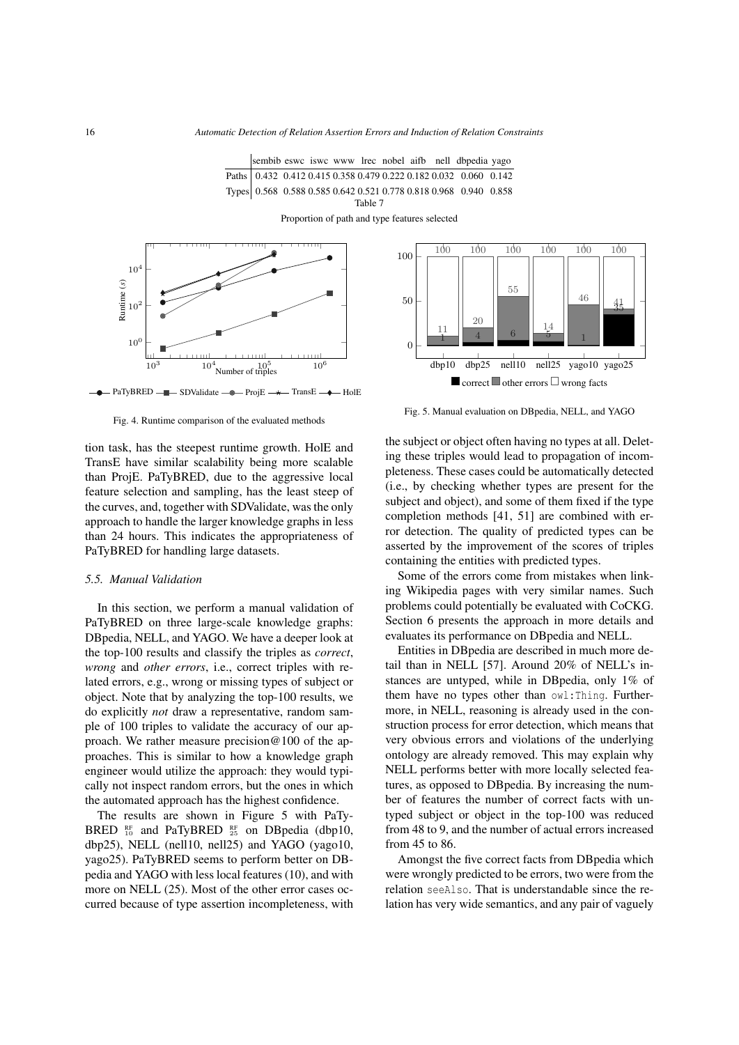| | sembib | eswc | iswc | www | lrec | nobel | aifb | nell | dbpedia | yago |
|---|---|---|---|---|---|---|---|---|---|---|
| Paths | 0.432 | 0.412 | 0.415 | 0.358 | 0.479 | 0.222 | 0.182 | 0.032 | 0.060 | 0.142 |
| Types | 0.568 | 0.588 | 0.585 | 0.642 | 0.521 | 0.778 | 0.818 | 0.968 | 0.940 | 0.858 |

Table 7

Proportion of path and type features selected

Runtime ($s$)

$10^4$

$10^2$

$10^0$

$10^3$ $10^4$ $10^5$ $10^6$

Number of triples

PaTyBRED SDValidate ProjE TransE HolE

Fig. 4. Runtime comparison of the evaluated methods

100 100 100 100 100 100

100

50

0

11 1

20 4

55 6

14 5

46 1

41 35

dbp10 dbp25 nell10 nell25 yago10 yago25

correct other errors wrong facts

Fig. 5. Manual evaluation on DBpedia, NELL, and YAGO

tion task, has the steepest runtime growth. HolE and TransE have similar scalability being more scalable than ProjE. PaTyBRED, due to the aggressive local feature selection and sampling, has the least steep of the curves, and, together with SDValidate, was the only approach to handle the larger knowledge graphs in less than 24 hours. This indicates the appropriateness of PaTyBRED for handling large datasets.

### 5.5. Manual Validation

In this section, we perform a manual validation of PaTyBRED on three large-scale knowledge graphs: DBpedia, NELL, and YAGO. We have a deeper look at the top-100 results and classify the triples as *correct*, *wrong* and *other errors*, i.e., correct triples with related errors, e.g., wrong or missing types of subject or object. Note that by analyzing the top-100 results, we do explicitly *not* draw a representative, random sample of 100 triples to validate the accuracy of our approach. We rather measure precision@100 of the approaches. This is similar to how a knowledge graph engineer would utilize the approach: they would typically not inspect random errors, but the ones in which the automated approach has the highest confidence.

The results are shown in Figure 5 with PaTyBRED $^{RF}_{10}$ and PaTyBRED $^{RF}_{25}$ on DBpedia (dbp10, dbp25), NELL (nell10, nell25) and YAGO (yago10, yago25). PaTyBRED seems to perform better on DBpedia and YAGO with less local features (10), and with more on NELL (25). Most of the other error cases occurred because of type assertion incompleteness, with the subject or object often having no types at all. Deleting these triples would lead to propagation of incompleteness. These cases could be automatically detected (i.e., by checking whether types are present for the subject and object), and some of them fixed if the type completion methods [41, 51] are combined with error detection. The quality of predicted types can be asserted by the improvement of the scores of triples containing the entities with predicted types.

Some of the errors come from mistakes when linking Wikipedia pages with very similar names. Such problems could potentially be evaluated with CoCKG. Section 6 presents the approach in more details and evaluates its performance on DBpedia and NELL.

Entities in DBpedia are described in much more detail than in NELL [57]. Around 20% of NELL's instances are untyped, while in DBpedia, only 1% of them have no types other than `owl:Thing`. Furthermore, in NELL, reasoning is already used in the construction process for error detection, which means that very obvious errors and violations of the underlying ontology are already removed. This may explain why NELL performs better with more locally selected features, as opposed to DBpedia. By increasing the number of features the number of correct facts with untyped subject or object in the top-100 was reduced from 48 to 9, and the number of actual errors increased from 45 to 86.

Amongst the five correct facts from DBpedia which were wrongly predicted to be errors, two were from the relation `seeAlso`. That is understandable since the relation has very wide semantics, and any pair of vaguely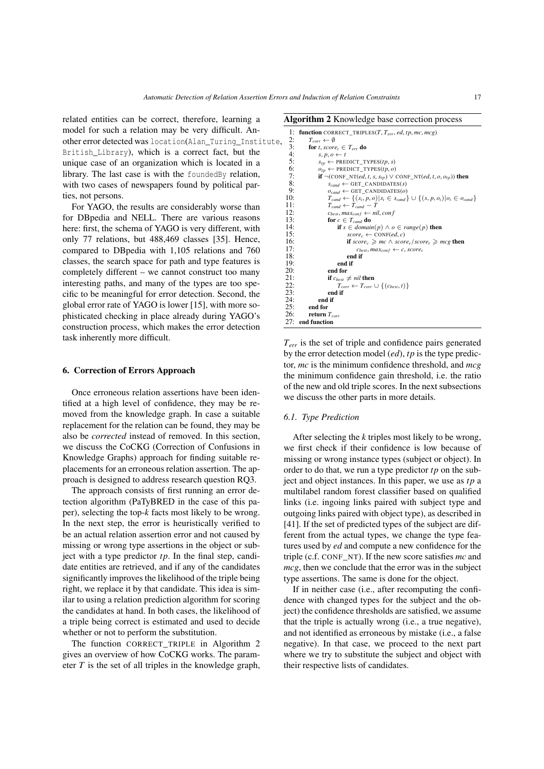related entities can be correct, therefore, learning a model for such a relation may be very difficult. Another error detected was location(Alan_Turing_Institute, British_Library), which is a correct fact, but the unique case of an organization which is located in a library. The last case is with the foundedBy relation, with two cases of newspapers found by political parties, not persons.

For YAGO, the results are considerably worse than for DBpedia and NELL. There are various reasons here: first, the schema of YAGO is very different, with only 77 relations, but 488,469 classes [35]. Hence, compared to DBpedia with 1,105 relations and 760 classes, the search space for path and type features is completely different – we cannot construct too many interesting paths, and many of the types are too specific to be meaningful for error detection. Second, the global error rate of YAGO is lower [15], with more sophisticated checking in place already during YAGO's construction process, which makes the error detection task inherently more difficult.

## 6. Correction of Errors Approach

Once erroneous relation assertions have been identified at a high level of confidence, they may be removed from the knowledge graph. In case a suitable replacement for the relation can be found, they may be also be *corrected* instead of removed. In this section, we discuss the CoCKG (Correction of Confusions in Knowledge Graphs) approach for finding suitable replacements for an erroneous relation assertion. The approach is designed to address research question RQ3.

The approach consists of first running an error detection algorithm (PaTyBRED in the case of this paper), selecting the top-*k* facts most likely to be wrong. In the next step, the error is heuristically verified to be an actual relation assertion error and not caused by missing or wrong type assertions in the object or subject with a type predictor $tp$. In the final step, candidate entities are retrieved, and if any of the candidates significantly improves the likelihood of the triple being right, we replace it by that candidate. This idea is similar to using a relation prediction algorithm for scoring the candidates at hand. In both cases, the likelihood of a triple being correct is estimated and used to decide whether or not to perform the substitution.

The function CORRECT_TRIPLE in Algorithm 2 gives an overview of how CoCKG works. The parameter $T$ is the set of all triples in the knowledge graph,

**Algorithm 2** Knowledge base correction process

```
1:  function CORRECT_TRIPLES(T, T_err, ed, tp, mc, mcg)
2:      T_corr ← ∅
3:      for t, score_t ∈ T_err do
4:          s, p, o ← t
5:          s_tp ← PREDICT_TYPES(tp, s)
6:          o_tp ← PREDICT_TYPES(tp, o)
7:          if ¬(CONF_NT(ed, t, s, s_tp) ∨ CONF_NT(ed, t, o, o_tp)) then
8:              s_cand ← GET_CANDIDATES(s)
9:              o_cand ← GET_CANDIDATES(o)
10:             T_cand ← {(s_i, p, o)|s_i ∈ s_cand} ∪ {(s, p, o_i)|o_i ∈ o_cand}
11:             T_cand ← T_cand − T
12:             c_best, max_conf ← nil, conf
13:             for c ∈ T_cand do
14:                 if s ∈ domain(p) ∧ o ∈ range(p) then
15:                     score_c ← CONF(ed, c)
16:                     if score_c ⩾ mc ∧ score_c/score_t ⩾ mcg then
17:                         c_best, max_conf ← c, score_c
18:                     end if
19:                 end if
20:             end for
21:             if c_best ≠ nil then
22:                 T_corr ← T_corr ∪ {(c_best, t)}
23:             end if
24:         end if
25:     end for
26:     return T_corr
27: end function
```

$T_{err}$ is the set of triple and confidence pairs generated by the error detection model ($ed$), $tp$ is the type predictor, $mc$ is the minimum confidence threshold, and $mcg$ the minimum confidence gain threshold, i.e. the ratio of the new and old triple scores. In the next subsections we discuss the other parts in more details.

### 6.1. Type Prediction

After selecting the $k$ triples most likely to be wrong, we first check if their confidence is low because of missing or wrong instance types (subject or object). In order to do that, we run a type predictor $tp$ on the subject and object instances. In this paper, we use as $tp$ a multilabel random forest classifier based on qualified links (i.e. ingoing links paired with subject type and outgoing links paired with object type), as described in [41]. If the set of predicted types of the subject are different from the actual types, we change the type features used by $ed$ and compute a new confidence for the triple (c.f. CONF_NT). If the new score satisfies $mc$ and $mcg$, then we conclude that the error was in the subject type assertions. The same is done for the object.

If in neither case (i.e., after recomputing the confidence with changed types for the subject and the object) the confidence thresholds are satisfied, we assume that the triple is actually wrong (i.e., a true negative), and not identified as erroneous by mistake (i.e., a false negative). In that case, we proceed to the next part where we try to substitute the subject and object with their respective lists of candidates.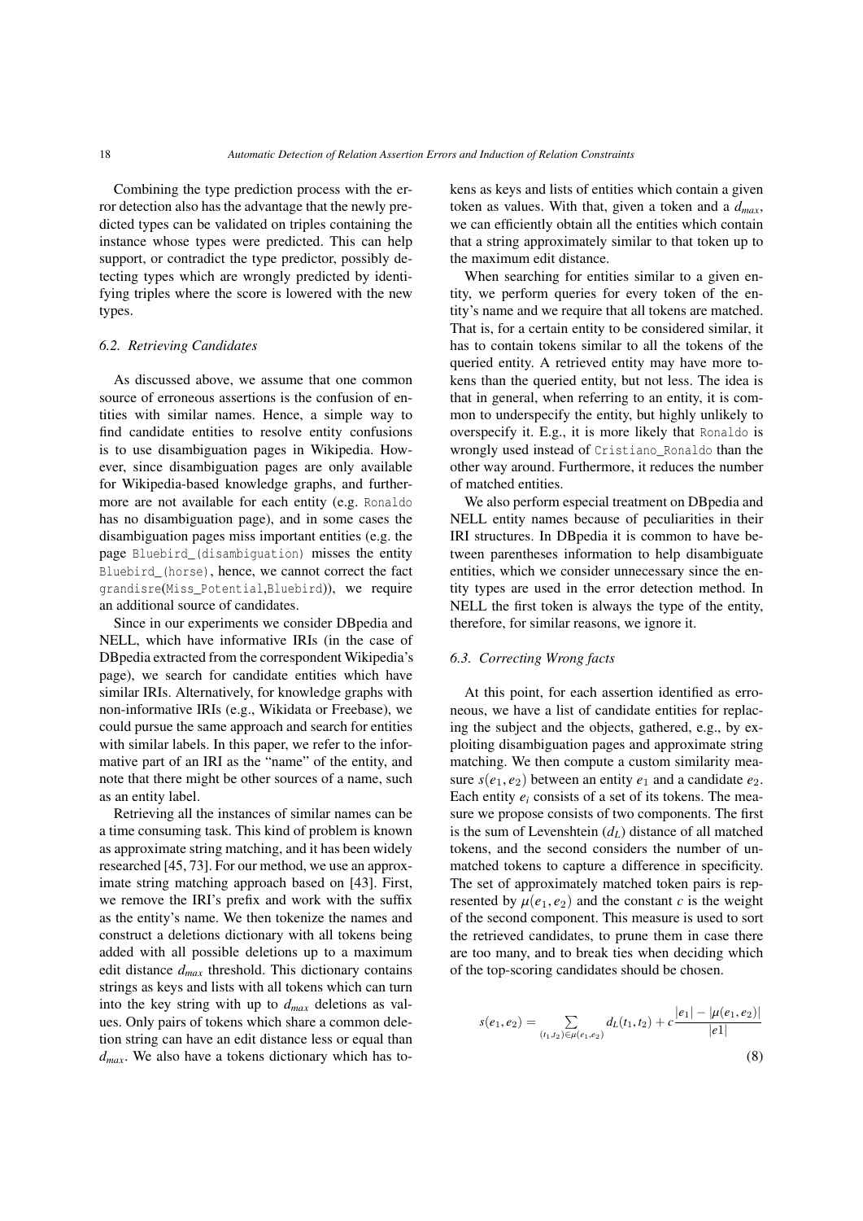Combining the type prediction process with the error detection also has the advantage that the newly predicted types can be validated on triples containing the instance whose types were predicted. This can help support, or contradict the type predictor, possibly detecting types which are wrongly predicted by identifying triples where the score is lowered with the new types.

### 6.2. Retrieving Candidates

As discussed above, we assume that one common source of erroneous assertions is the confusion of entities with similar names. Hence, a simple way to find candidate entities to resolve entity confusions is to use disambiguation pages in Wikipedia. However, since disambiguation pages are only available for Wikipedia-based knowledge graphs, and furthermore are not available for each entity (e.g. `Ronaldo` has no disambiguation page), and in some cases the disambiguation pages miss important entities (e.g. the page `Bluebird_(disambiguation)` misses the entity `Bluebird_(horse)`, hence, we cannot correct the fact `grandisre(Miss_Potential,Bluebird)`), we require an additional source of candidates.

Since in our experiments we consider DBpedia and NELL, which have informative IRIs (in the case of DBpedia extracted from the correspondent Wikipedia's page), we search for candidate entities which have similar IRIs. Alternatively, for knowledge graphs with non-informative IRIs (e.g., Wikidata or Freebase), we could pursue the same approach and search for entities with similar labels. In this paper, we refer to the informative part of an IRI as the "name" of the entity, and note that there might be other sources of a name, such as an entity label.

Retrieving all the instances of similar names can be a time consuming task. This kind of problem is known as approximate string matching, and it has been widely researched [45, 73]. For our method, we use an approximate string matching approach based on [43]. First, we remove the IRI's prefix and work with the suffix as the entity's name. We then tokenize the names and construct a deletions dictionary with all tokens being added with all possible deletions up to a maximum edit distance $d_{max}$ threshold. This dictionary contains strings as keys and lists with all tokens which can turn into the key string with up to $d_{max}$ deletions as values. Only pairs of tokens which share a common deletion string can have an edit distance less or equal than $d_{max}$. We also have a tokens dictionary which has tokens as keys and lists of entities which contain a given token as values. With that, given a token and a $d_{max}$, we can efficiently obtain all the entities which contain that a string approximately similar to that token up to the maximum edit distance.

When searching for entities similar to a given entity, we perform queries for every token of the entity's name and we require that all tokens are matched. That is, for a certain entity to be considered similar, it has to contain tokens similar to all the tokens of the queried entity. A retrieved entity may have more tokens than the queried entity, but not less. The idea is that in general, when referring to an entity, it is common to underspecify the entity, but highly unlikely to overspecify it. E.g., it is more likely that `Ronaldo` is wrongly used instead of `Cristiano_Ronaldo` than the other way around. Furthermore, it reduces the number of matched entities.

We also perform especial treatment on DBpedia and NELL entity names because of peculiarities in their IRI structures. In DBpedia it is common to have between parentheses information to help disambiguate entities, which we consider unnecessary since the entity types are used in the error detection method. In NELL the first token is always the type of the entity, therefore, for similar reasons, we ignore it.

### 6.3. Correcting Wrong facts

At this point, for each assertion identified as erroneous, we have a list of candidate entities for replacing the subject and the objects, gathered, e.g., by exploiting disambiguation pages and approximate string matching. We then compute a custom similarity measure $s(e_1, e_2)$ between an entity $e_1$ and a candidate $e_2$. Each entity $e_i$ consists of a set of its tokens. The measure we propose consists of two components. The first is the sum of Levenshtein ($d_L$) distance of all matched tokens, and the second considers the number of unmatched tokens to capture a difference in specificity. The set of approximately matched token pairs is represented by $\mu(e_1, e_2)$ and the constant $c$ is the weight of the second component. This measure is used to sort the retrieved candidates, to prune them in case there are too many, and to break ties when deciding which of the top-scoring candidates should be chosen.

$$s(e_1, e_2) = \sum_{(t_1,t_2) \in \mu(e_1,e_2)} d_L(t_1, t_2) + c \frac{|e_1| - |\mu(e_1, e_2)|}{|e1|} \tag{8}$$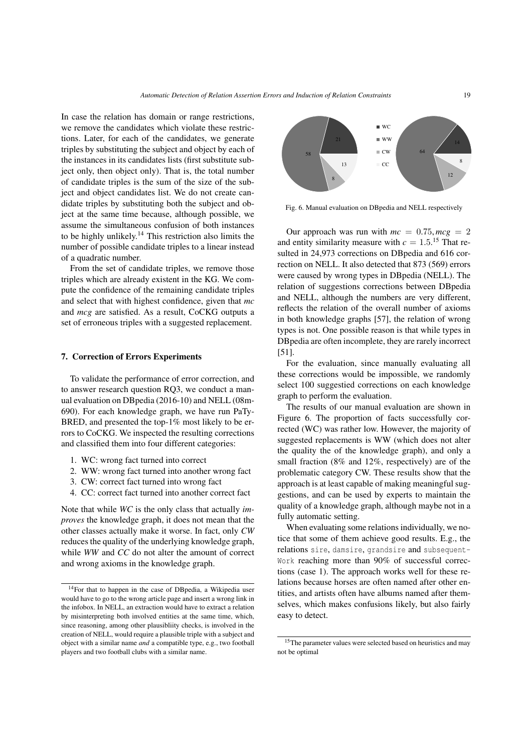In case the relation has domain or range restrictions, we remove the candidates which violate these restrictions. Later, for each of the candidates, we generate triples by substituting the subject and object by each of the instances in its candidates lists (first substitute subject only, then object only). That is, the total number of candidate triples is the sum of the size of the subject and object candidates list. We do not create candidate triples by substituting both the subject and object at the same time because, although possible, we assume the simultaneous confusion of both instances to be highly unlikely.[14] This restriction also limits the number of possible candidate triples to a linear instead of a quadratic number.

From the set of candidate triples, we remove those triples which are already existent in the KG. We compute the confidence of the remaining candidate triples and select that with highest confidence, given that *mc* and *mcg* are satisfied. As a result, CoCKG outputs a set of erroneous triples with a suggested replacement.

## 7. Correction of Errors Experiments

To validate the performance of error correction, and to answer research question RQ3, we conduct a manual evaluation on DBpedia (2016-10) and NELL (08m-690). For each knowledge graph, we have run PaTyBRED, and presented the top-1% most likely to be errors to CoCKG. We inspected the resulting corrections and classified them into four different categories:

1. WC: wrong fact turned into correct
2. WW: wrong fact turned into another wrong fact
3. CW: correct fact turned into wrong fact
4. CC: correct fact turned into another correct fact

Note that while *WC* is the only class that actually *improves* the knowledge graph, it does not mean that the other classes actually make it worse. In fact, only *CW* reduces the quality of the underlying knowledge graph, while *WW* and *CC* do not alter the amount of correct and wrong axioms in the knowledge graph.

WC
WW
CW
CC

21
58
13
8

64
14
8
12

Fig. 6. Manual evaluation on DBpedia and NELL respectively

Our approach was run with $mc = 0.75, mcg = 2$ and entity similarity measure with $c = 1.5$.[15] That resulted in 24,973 corrections on DBpedia and 616 correction on NELL. It also detected that 873 (569) errors were caused by wrong types in DBpedia (NELL). The relation of suggestions corrections between DBpedia and NELL, although the numbers are very different, reflects the relation of the overall number of axioms in both knowledge graphs [57], the relation of wrong types is not. One possible reason is that while types in DBpedia are often incomplete, they are rarely incorrect [51].

For the evaluation, since manually evaluating all these corrections would be impossible, we randomly select 100 suggestied corrections on each knowledge graph to perform the evaluation.

The results of our manual evaluation are shown in Figure 6. The proportion of facts successfully corrected (WC) was rather low. However, the majority of suggested replacements is WW (which does not alter the quality the of the knowledge graph), and only a small fraction (8% and 12%, respectively) are of the problematic category CW. These results show that the approach is at least capable of making meaningful suggestions, and can be used by experts to maintain the quality of a knowledge graph, although maybe not in a fully automatic setting.

When evaluating some relations individually, we notice that some of them achieve good results. E.g., the relations `sire`, `damsire`, `grandsire` and `subsequentWork` reaching more than 90% of successful corrections (case 1). The approach works well for these relations because horses are often named after other entities, and artists often have albums named after themselves, which makes confusions likely, but also fairly easy to detect.

[14] For that to happen in the case of DBpedia, a Wikipedia user would have to go to the wrong article page and insert a wrong link in the infobox. In NELL, an extraction would have to extract a relation by misinterpreting both involved entities at the same time, which, since reasoning, among other plausibliity checks, is involved in the creation of NELL, would require a plausible triple with a subject and object with a similar name *and* a compatible type, e.g., two football players and two football clubs with a similar name.

[15] The parameter values were selected based on heuristics and may not be optimal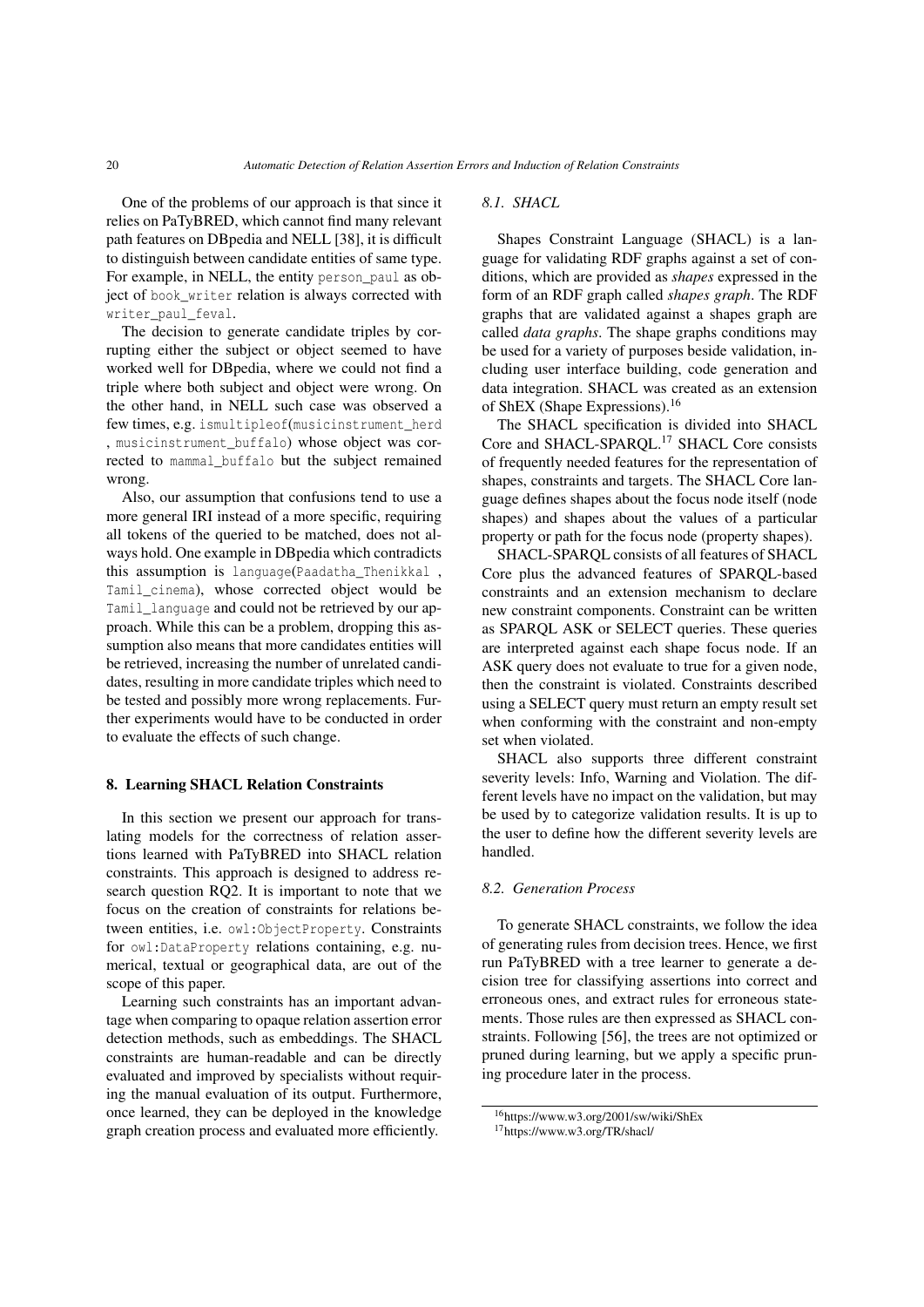One of the problems of our approach is that since it relies on PaTyBRED, which cannot find many relevant path features on DBpedia and NELL [38], it is difficult to distinguish between candidate entities of same type. For example, in NELL, the entity `person_paul` as object of `book_writer` relation is always corrected with `writer_paul_feval`.

The decision to generate candidate triples by corrupting either the subject or object seemed to have worked well for DBpedia, where we could not find a triple where both subject and object were wrong. On the other hand, in NELL such case was observed a few times, e.g. `ismultipleof(musicinstrument_herd , musicinstrument_buffalo)` whose object was corrected to `mammal_buffalo` but the subject remained wrong.

Also, our assumption that confusions tend to use a more general IRI instead of a more specific, requiring all tokens of the queried to be matched, does not always hold. One example in DBpedia which contradicts this assumption is `language(Paadatha_Thenikkal , Tamil_cinema)`, whose corrected object would be `Tamil_language` and could not be retrieved by our approach. While this can be a problem, dropping this assumption also means that more candidates entities will be retrieved, increasing the number of unrelated candidates, resulting in more candidate triples which need to be tested and possibly more wrong replacements. Further experiments would have to be conducted in order to evaluate the effects of such change.

## 8. Learning SHACL Relation Constraints

In this section we present our approach for translating models for the correctness of relation assertions learned with PaTyBRED into SHACL relation constraints. This approach is designed to address research question RQ2. It is important to note that we focus on the creation of constraints for relations between entities, i.e. `owl:ObjectProperty`. Constraints for `owl:DataProperty` relations containing, e.g. numerical, textual or geographical data, are out of the scope of this paper.

Learning such constraints has an important advantage when comparing to opaque relation assertion error detection methods, such as embeddings. The SHACL constraints are human-readable and can be directly evaluated and improved by specialists without requiring the manual evaluation of its output. Furthermore, once learned, they can be deployed in the knowledge graph creation process and evaluated more efficiently.

### *8.1. SHACL*

Shapes Constraint Language (SHACL) is a language for validating RDF graphs against a set of conditions, which are provided as *shapes* expressed in the form of an RDF graph called *shapes graph*. The RDF graphs that are validated against a shapes graph are called *data graphs*. The shape graphs conditions may be used for a variety of purposes beside validation, including user interface building, code generation and data integration. SHACL was created as an extension of ShEX (Shape Expressions).[16]

The SHACL specification is divided into SHACL Core and SHACL-SPARQL.[17] SHACL Core consists of frequently needed features for the representation of shapes, constraints and targets. The SHACL Core language defines shapes about the focus node itself (node shapes) and shapes about the values of a particular property or path for the focus node (property shapes).

SHACL-SPARQL consists of all features of SHACL Core plus the advanced features of SPARQL-based constraints and an extension mechanism to declare new constraint components. Constraint can be written as SPARQL ASK or SELECT queries. These queries are interpreted against each shape focus node. If an ASK query does not evaluate to true for a given node, then the constraint is violated. Constraints described using a SELECT query must return an empty result set when conforming with the constraint and non-empty set when violated.

SHACL also supports three different constraint severity levels: Info, Warning and Violation. The different levels have no impact on the validation, but may be used by to categorize validation results. It is up to the user to define how the different severity levels are handled.

### *8.2. Generation Process*

To generate SHACL constraints, we follow the idea of generating rules from decision trees. Hence, we first run PaTyBRED with a tree learner to generate a decision tree for classifying assertions into correct and erroneous ones, and extract rules for erroneous statements. Those rules are then expressed as SHACL constraints. Following [56], the trees are not optimized or pruned during learning, but we apply a specific pruning procedure later in the process.

[16] https://www.w3.org/2001/sw/wiki/ShEx

[17] https://www.w3.org/TR/shacl/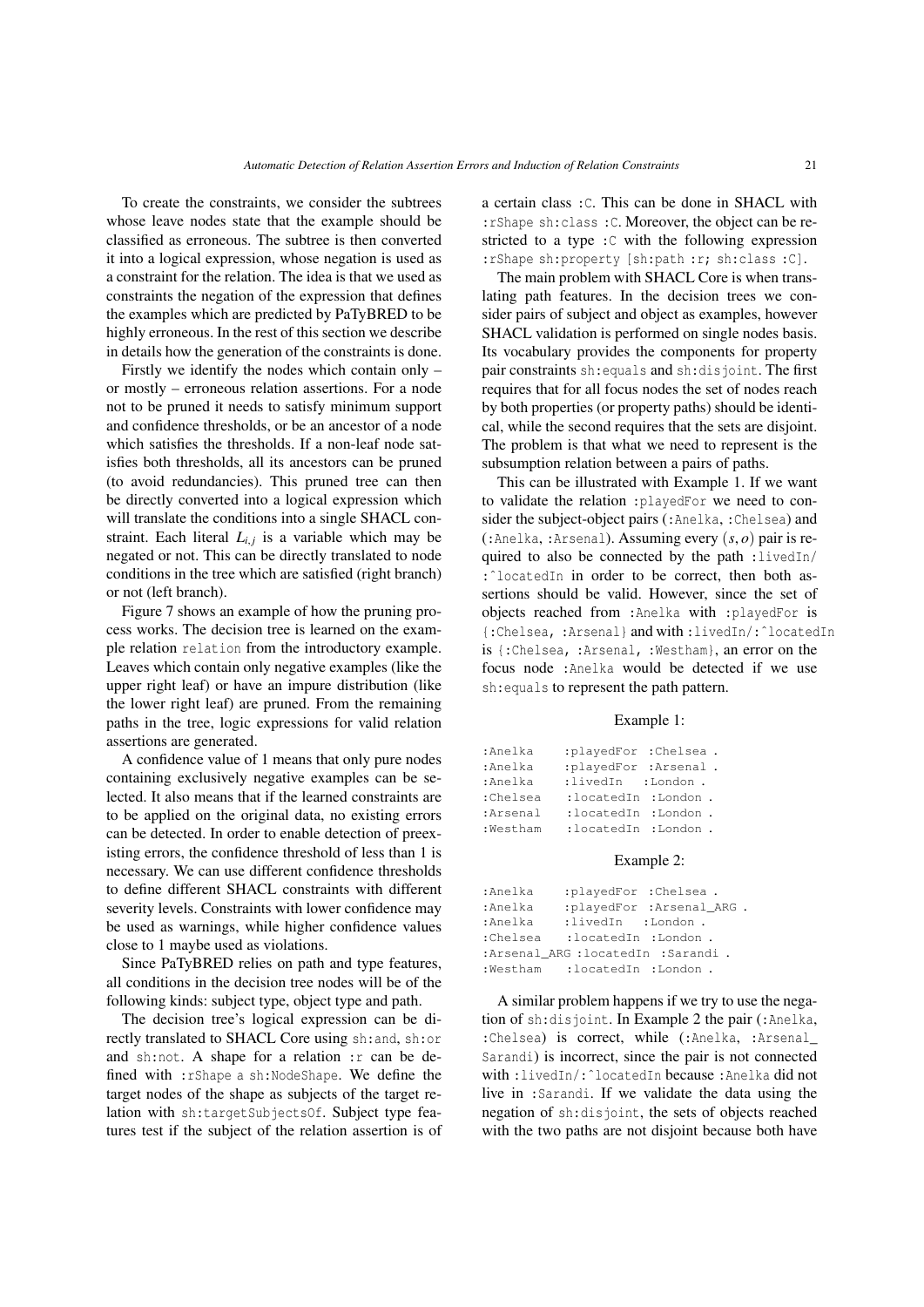To create the constraints, we consider the subtrees whose leave nodes state that the example should be classified as erroneous. The subtree is then converted it into a logical expression, whose negation is used as a constraint for the relation. The idea is that we used as constraints the negation of the expression that defines the examples which are predicted by PaTyBRED to be highly erroneous. In the rest of this section we describe in details how the generation of the constraints is done.

Firstly we identify the nodes which contain only – or mostly – erroneous relation assertions. For a node not to be pruned it needs to satisfy minimum support and confidence thresholds, or be an ancestor of a node which satisfies the thresholds. If a non-leaf node satisfies both thresholds, all its ancestors can be pruned (to avoid redundancies). This pruned tree can then be directly converted into a logical expression which will translate the conditions into a single SHACL constraint. Each literal $L_{i,j}$ is a variable which may be negated or not. This can be directly translated to node conditions in the tree which are satisfied (right branch) or not (left branch).

Figure 7 shows an example of how the pruning process works. The decision tree is learned on the example relation `relation` from the introductory example. Leaves which contain only negative examples (like the upper right leaf) or have an impure distribution (like the lower right leaf) are pruned. From the remaining paths in the tree, logic expressions for valid relation assertions are generated.

A confidence value of 1 means that only pure nodes containing exclusively negative examples can be selected. It also means that if the learned constraints are to be applied on the original data, no existing errors can be detected. In order to enable detection of preexisting errors, the confidence threshold of less than 1 is necessary. We can use different confidence thresholds to define different SHACL constraints with different severity levels. Constraints with lower confidence may be used as warnings, while higher confidence values close to 1 maybe used as violations.

Since PaTyBRED relies on path and type features, all conditions in the decision tree nodes will be of the following kinds: subject type, object type and path.

The decision tree's logical expression can be directly translated to SHACL Core using `sh:and`, `sh:or` and `sh:not`. A shape for a relation `:r` can be defined with `:rShape a sh:NodeShape`. We define the target nodes of the shape as subjects of the target relation with `sh:targetSubjectsOf`. Subject type features test if the subject of the relation assertion is of a certain class `:C`. This can be done in SHACL with `:rShape sh:class :C`. Moreover, the object can be restricted to a type `:C` with the following expression `:rShape sh:property [sh:path :r; sh:class :C]`.

The main problem with SHACL Core is when translating path features. In the decision trees we consider pairs of subject and object as examples, however SHACL validation is performed on single nodes basis. Its vocabulary provides the components for property pair constraints `sh:equals` and `sh:disjoint`. The first requires that for all focus nodes the set of nodes reach by both properties (or property paths) should be identical, while the second requires that the sets are disjoint. The problem is that what we need to represent is the subsumption relation between a pairs of paths.

This can be illustrated with Example 1. If we want to validate the relation `:playedFor` we need to consider the subject-object pairs (`:Anelka`, `:Chelsea`) and (`:Anelka`, `:Arsenal`). Assuming every $(s, o)$ pair is required to also be connected by the path `:livedIn/ :^locatedIn` in order to be correct, then both assertions should be valid. However, since the set of objects reached from `:Anelka` with `:playedFor` is `{:Chelsea, :Arsenal}` and with `:livedIn/:^locatedIn` is `{:Chelsea, :Arsenal, :Westham}`, an error on the focus node `:Anelka` would be detected if we use `sh:equals` to represent the path pattern.

Example 1:

```
:Anelka    :playedFor :Chelsea .
:Anelka    :playedFor :Arsenal .
:Anelka    :livedIn   :London .
:Chelsea   :locatedIn :London .
:Arsenal   :locatedIn :London .
:Westham   :locatedIn :London .
```

Example 2:

```
:Anelka    :playedFor :Chelsea .
:Anelka    :playedFor :Arsenal_ARG .
:Anelka    :livedIn   :London .
:Chelsea   :locatedIn :London .
:Arsenal_ARG :locatedIn :Sarandi .
:Westham   :locatedIn :London .
```

A similar problem happens if we try to use the negation of `sh:disjoint`. In Example 2 the pair (`:Anelka`, `:Chelsea`) is correct, while (`:Anelka`, `:Arsenal_Sarandi`) is incorrect, since the pair is not connected with `:livedIn/:^locatedIn` because `:Anelka` did not live in `:Sarandi`. If we validate the data using the negation of `sh:disjoint`, the sets of objects reached with the two paths are not disjoint because both have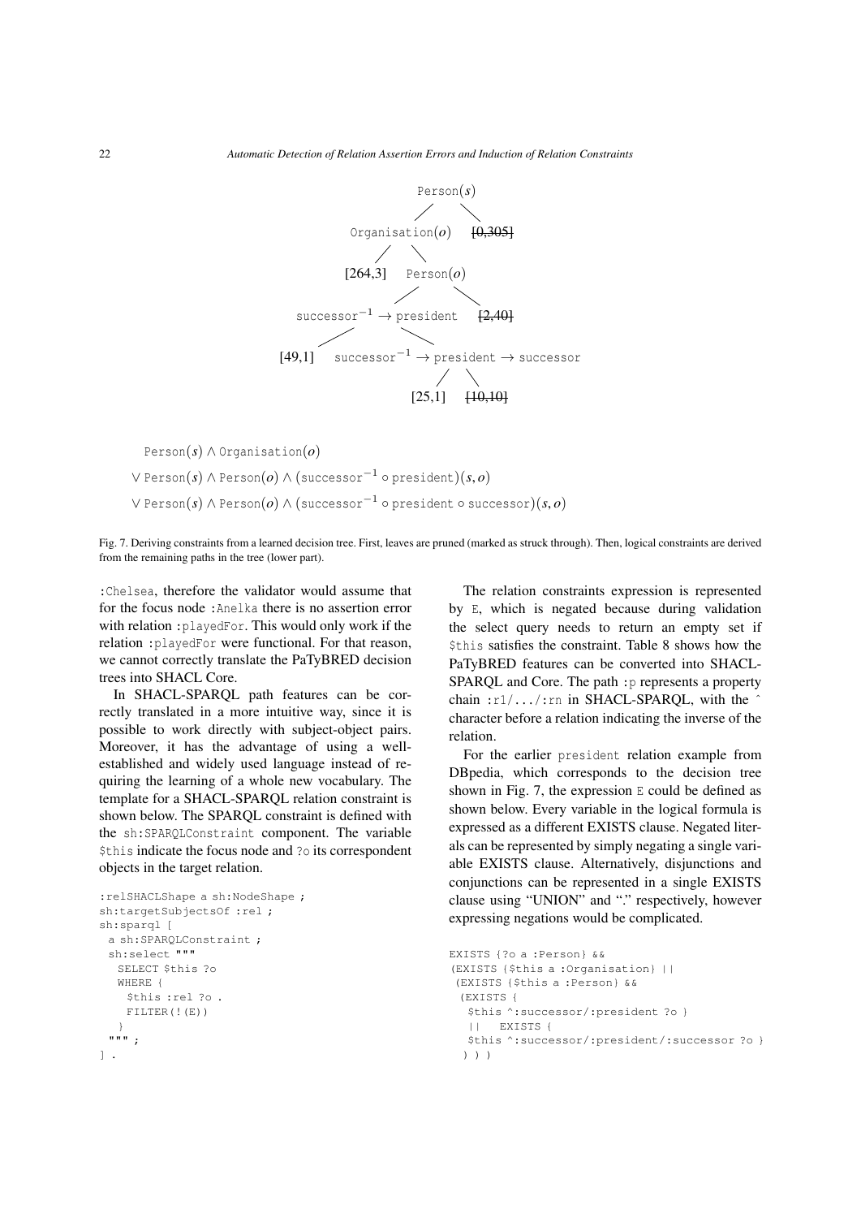Person($s$)

Organisation($o$) ~~[0,305]~~

[264,3] Person($o$)

successor$^{-1}$ → president ~~[2,40]~~

[49,1] successor$^{-1}$ → president → successor

[25,1] ~~[10,10]~~

$$\texttt{Person}(s) \wedge \texttt{Organisation}(o)$$
$$\vee\ \texttt{Person}(s) \wedge \texttt{Person}(o) \wedge (\texttt{successor}^{-1} \circ \texttt{president})(s,o)$$
$$\vee\ \texttt{Person}(s) \wedge \texttt{Person}(o) \wedge (\texttt{successor}^{-1} \circ \texttt{president} \circ \texttt{successor})(s,o)$$

Fig. 7. Deriving constraints from a learned decision tree. First, leaves are pruned (marked as struck through). Then, logical constraints are derived from the remaining paths in the tree (lower part).

`:Chelsea`, therefore the validator would assume that for the focus node `:Anelka` there is no assertion error with relation `:playedFor`. This would only work if the relation `:playedFor` were functional. For that reason, we cannot correctly translate the PaTyBRED decision trees into SHACL Core.

In SHACL-SPARQL path features can be correctly translated in a more intuitive way, since it is possible to work directly with subject-object pairs. Moreover, it has the advantage of using a well-established and widely used language instead of requiring the learning of a whole new vocabulary. The template for a SHACL-SPARQL relation constraint is shown below. The SPARQL constraint is defined with the `sh:SPARQLConstraint` component. The variable `$this` indicate the focus node and `?o` its correspondent objects in the target relation.

```
:relSHACLShape a sh:NodeShape ;
sh:targetSubjectsOf :rel ;
sh:sparql [
 a sh:SPARQLConstraint ;
 sh:select """
   SELECT $this ?o
   WHERE {
    $this :rel ?o .
    FILTER(!(E))
   }
 """ ;
] .
```

The relation constraints expression is represented by `E`, which is negated because during validation the select query needs to return an empty set if `$this` satisfies the constraint. Table 8 shows how the PaTyBRED features can be converted into SHACL-SPARQL and Core. The path `:p` represents a property chain `:r1/.../:rn` in SHACL-SPARQL, with the ˆ character before a relation indicating the inverse of the relation.

For the earlier `president` relation example from DBpedia, which corresponds to the decision tree shown in Fig. 7, the expression `E` could be defined as shown below. Every variable in the logical formula is expressed as a different EXISTS clause. Negated literals can be represented by simply negating a single variable EXISTS clause. Alternatively, disjunctions and conjunctions can be represented in a single EXISTS clause using "UNION" and "." respectively, however expressing negations would be complicated.

```
EXISTS {?o a :Person} &&
(EXISTS {$this a :Organisation} ||
 (EXISTS {$this a :Person} &&
  (EXISTS {
   $this ^:successor/:president ?o }
   ||  EXISTS {
   $this ^:successor/:president/:successor ?o }
  ) ) )
```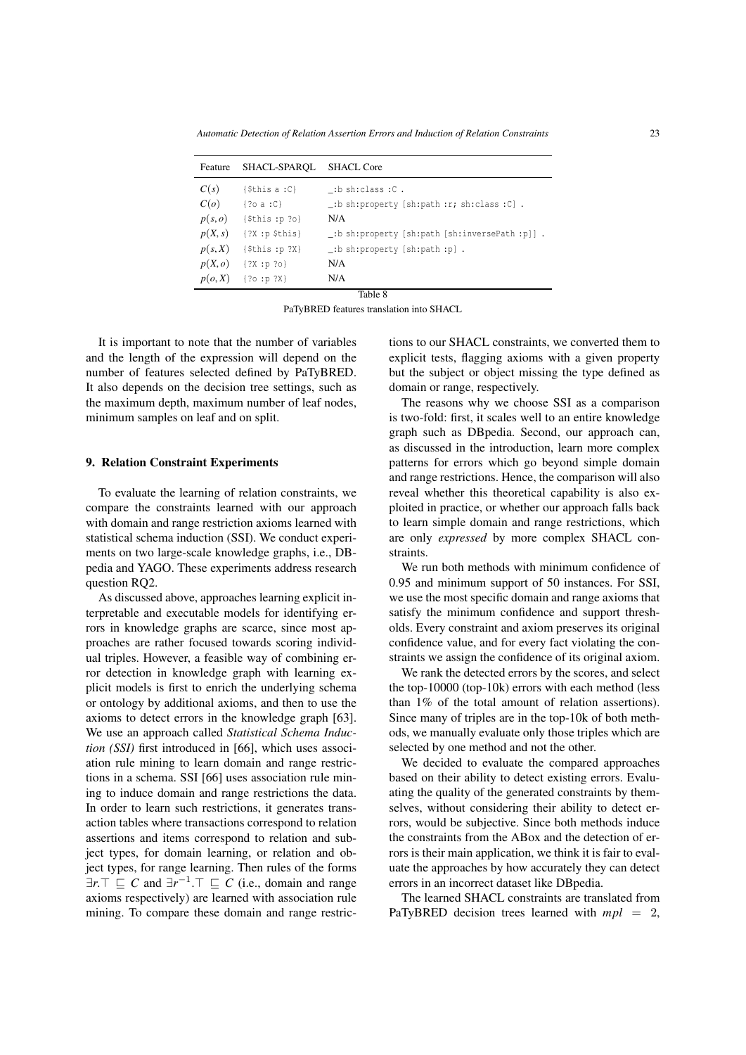| Feature | SHACL-SPARQL | SHACL Core |
|---|---|---|
| $C(s)$ | {$this a :C} | _:b sh:class :C . |
| $C(o)$ | {?o a :C} | _:b sh:property [sh:path :r; sh:class :C] . |
| $p(s,o)$ | {$this :p ?o} | N/A |
| $p(X,s)$ | {?X :p $this} | _:b sh:property [sh:path [sh:inversePath :p]] . |
| $p(s,X)$ | {$this :p ?X} | _:b sh:property [sh:path :p] . |
| $p(X,o)$ | {?X :p ?o} | N/A |
| $p(o,X)$ | {?o :p ?X} | N/A |

Table 8

PaTyBRED features translation into SHACL

It is important to note that the number of variables and the length of the expression will depend on the number of features selected defined by PaTyBRED. It also depends on the decision tree settings, such as the maximum depth, maximum number of leaf nodes, minimum samples on leaf and on split.

## 9. Relation Constraint Experiments

To evaluate the learning of relation constraints, we compare the constraints learned with our approach with domain and range restriction axioms learned with statistical schema induction (SSI). We conduct experiments on two large-scale knowledge graphs, i.e., DBpedia and YAGO. These experiments address research question RQ2.

As discussed above, approaches learning explicit interpretable and executable models for identifying errors in knowledge graphs are scarce, since most approaches are rather focused towards scoring individual triples. However, a feasible way of combining error detection in knowledge graph with learning explicit models is first to enrich the underlying schema or ontology by additional axioms, and then to use the axioms to detect errors in the knowledge graph [63]. We use an approach called *Statistical Schema Induction (SSI)* first introduced in [66], which uses association rule mining to learn domain and range restrictions in a schema. SSI [66] uses association rule mining to induce domain and range restrictions the data. In order to learn such restrictions, it generates transaction tables where transactions correspond to relation assertions and items correspond to relation and subject types, for domain learning, or relation and object types, for range learning. Then rules of the forms $\exists r.\top \sqsubseteq C$ and $\exists r^{-1}.\top \sqsubseteq C$ (i.e., domain and range axioms respectively) are learned with association rule mining. To compare these domain and range restrictions to our SHACL constraints, we converted them to explicit tests, flagging axioms with a given property but the subject or object missing the type defined as domain or range, respectively.

The reasons why we choose SSI as a comparison is two-fold: first, it scales well to an entire knowledge graph such as DBpedia. Second, our approach can, as discussed in the introduction, learn more complex patterns for errors which go beyond simple domain and range restrictions. Hence, the comparison will also reveal whether this theoretical capability is also exploited in practice, or whether our approach falls back to learn simple domain and range restrictions, which are only *expressed* by more complex SHACL constraints.

We run both methods with minimum confidence of 0.95 and minimum support of 50 instances. For SSI, we use the most specific domain and range axioms that satisfy the minimum confidence and support thresholds. Every constraint and axiom preserves its original confidence value, and for every fact violating the constraints we assign the confidence of its original axiom.

We rank the detected errors by the scores, and select the top-10000 (top-10k) errors with each method (less than 1% of the total amount of relation assertions). Since many of triples are in the top-10k of both methods, we manually evaluate only those triples which are selected by one method and not the other.

We decided to evaluate the compared approaches based on their ability to detect existing errors. Evaluating the quality of the generated constraints by themselves, without considering their ability to detect errors, would be subjective. Since both methods induce the constraints from the ABox and the detection of errors is their main application, we think it is fair to evaluate the approaches by how accurately they can detect errors in an incorrect dataset like DBpedia.

The learned SHACL constraints are translated from PaTyBRED decision trees learned with $mpl = 2$,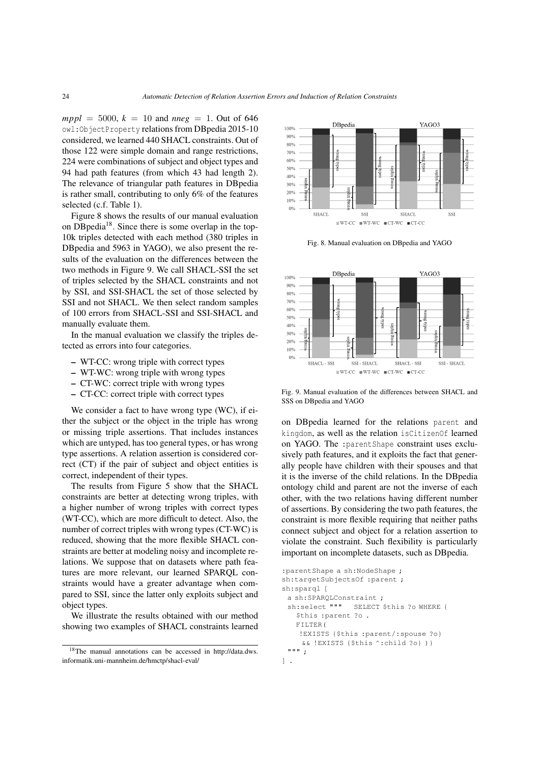$mppl = 5000$, $k = 10$ and $nneg = 1$. Out of 646 owl:ObjectProperty relations from DBpedia 2015-10 considered, we learned 440 SHACL constraints. Out of those 122 were simple domain and range restrictions, 224 were combinations of subject and object types and 94 had path features (from which 43 had length 2). The relevance of triangular path features in DBpedia is rather small, contributing to only 6% of the features selected (c.f. Table 1).

Figure 8 shows the results of our manual evaluation on DBpedia[18]. Since there is some overlap in the top-10k triples detected with each method (380 triples in DBpedia and 5963 in YAGO), we also present the results of the evaluation on the differences between the two methods in Figure 9. We call SHACL-SSI the set of triples selected by the SHACL constraints and not by SSI, and SSI-SHACL the set of those selected by SSI and not SHACL. We then select random samples of 100 errors from SHACL-SSI and SSI-SHACL and manually evaluate them.

In the manual evaluation we classify the triples detected as errors into four categories.

- WT-CC: wrong triple with correct types
- WT-WC: wrong triple with wrong types
- CT-WC: correct triple with wrong types
- CT-CC: correct triple with correct types

We consider a fact to have wrong type (WC), if either the subject or the object in the triple has wrong or missing triple assertions. That includes instances which are untyped, has too general types, or has wrong type assertions. A relation assertion is considered correct (CT) if the pair of subject and object entities is correct, independent of their types.

The results from Figure 5 show that the SHACL constraints are better at detecting wrong triples, with a higher number of wrong triples with correct types (WT-CC), which are more difficult to detect. Also, the number of correct triples with wrong types (CT-WC) is reduced, showing that the more flexible SHACL constraints are better at modeling noisy and incomplete relations. We suppose that on datasets where path features are more relevant, our learned SPARQL constraints would have a greater advantage when compared to SSI, since the latter only exploits subject and object types.

We illustrate the results obtained with our method showing two examples of SHACL constraints learned

DBpedia
YAGO3
100%
90%
80%
70%
60%
50%
40%
30%
20%
10%
0%
wrong triples
wrong types
SHACL
SSI
SHACL
SSI
WT-CC WT-WC CT-WC CT-CC

Fig. 8. Manual evaluation on DBpedia and YAGO

DBpedia
YAGO3
100%
90%
80%
70%
60%
50%
40%
30%
20%
10%
0%
wrong triples
wrong types
SHACL - SSI
SSI - SHACL
SHACL - SSI
SSI - SHACL
WT-CC WT-WC CT-WC CT-CC

Fig. 9. Manual evaluation of the differences between SHACL and SSS on DBpedia and YAGO

on DBpedia learned for the relations parent and kingdom, as well as the relation isCitizenOf learned on YAGO. The :parentShape constraint uses exclusively path features, and it exploits the fact that generally people have children with their spouses and that it is the inverse of the child relations. In the DBpedia ontology child and parent are not the inverse of each other, with the two relations having different number of assertions. By considering the two path features, the constraint is more flexible requiring that neither paths connect subject and object for a relation assertion to violate the constraint. Such flexibility is particularly important on incomplete datasets, such as DBpedia.

```
:parentShape a sh:NodeShape ;
sh:targetSubjectsOf :parent ;
sh:sparql [
  a sh:SPARQLConstraint ;
  sh:select """   SELECT $this ?o WHERE {
    $this :parent ?o .
    FILTER(
     !EXISTS {$this :parent/:spouse ?o}
      && !EXISTS {$this ^:child ?o} )}
  """ ;
] .
```

[18] The manual annotations can be accessed in http://data.dws.informatik.uni-mannheim.de/hmctp/shacl-eval/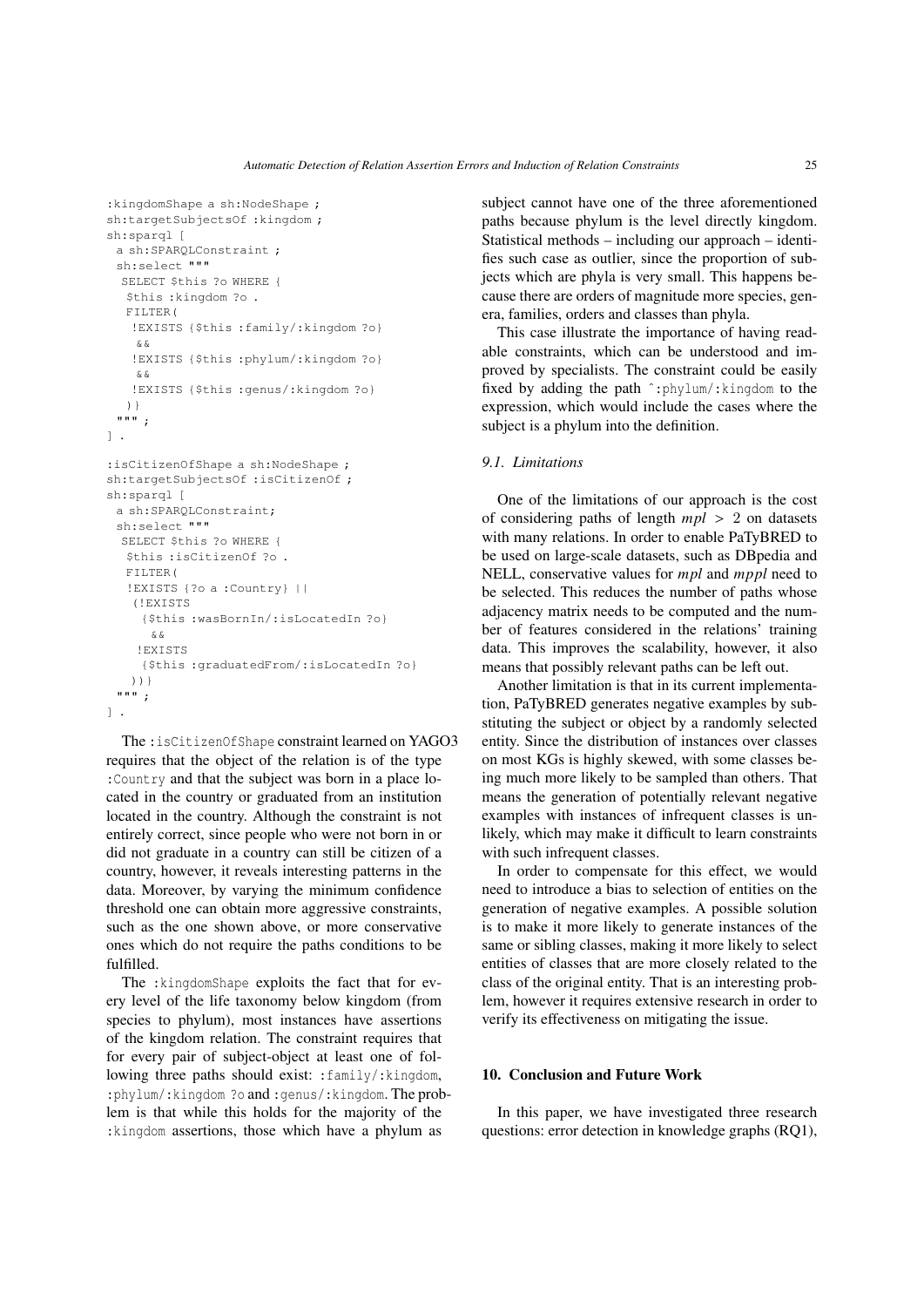```
:kingdomShape a sh:NodeShape ;
sh:targetSubjectsOf :kingdom ;
sh:sparql [
 a sh:SPARQLConstraint ;
 sh:select """
  SELECT $this ?o WHERE {
   $this :kingdom ?o .
   FILTER(
    !EXISTS {$this :family/:kingdom ?o}
     &&
    !EXISTS {$this :phylum/:kingdom ?o}
     &&
    !EXISTS {$this :genus/:kingdom ?o}
   )}
 """ ;
] .

:isCitizenOfShape a sh:NodeShape ;
sh:targetSubjectsOf :isCitizenOf ;
sh:sparql [
 a sh:SPARQLConstraint;
 sh:select """
  SELECT $this ?o WHERE {
   $this :isCitizenOf ?o .
   FILTER(
   !EXISTS {?o a :Country} ||
    (!EXISTS
     {$this :wasBornIn/:isLocatedIn ?o}
      &&
    !EXISTS
     {$this :graduatedFrom/:isLocatedIn ?o}
   ))}
 """ ;
] .
```

The `:isCitizenOfShape` constraint learned on YAGO3 requires that the object of the relation is of the type `:Country` and that the subject was born in a place located in the country or graduated from an institution located in the country. Although the constraint is not entirely correct, since people who were not born in or did not graduate in a country can still be citizen of a country, however, it reveals interesting patterns in the data. Moreover, by varying the minimum confidence threshold one can obtain more aggressive constraints, such as the one shown above, or more conservative ones which do not require the paths conditions to be fulfilled.

The `:kingdomShape` exploits the fact that for every level of the life taxonomy below kingdom (from species to phylum), most instances have assertions of the kingdom relation. The constraint requires that for every pair of subject-object at least one of following three paths should exist: `:family/:kingdom`, `:phylum/:kingdom ?o` and `:genus/:kingdom`. The problem is that while this holds for the majority of the `:kingdom` assertions, those which have a phylum as subject cannot have one of the three aforementioned paths because phylum is the level directly kingdom. Statistical methods – including our approach – identifies such case as outlier, since the proportion of subjects which are phyla is very small. This happens because there are orders of magnitude more species, genera, families, orders and classes than phyla.

This case illustrate the importance of having readable constraints, which can be understood and improved by specialists. The constraint could be easily fixed by adding the path `ˆ:phylum/:kingdom` to the expression, which would include the cases where the subject is a phylum into the definition.

### 9.1. Limitations

One of the limitations of our approach is the cost of considering paths of length $mpl > 2$ on datasets with many relations. In order to enable PaTyBRED to be used on large-scale datasets, such as DBpedia and NELL, conservative values for $mpl$ and $mppl$ need to be selected. This reduces the number of paths whose adjacency matrix needs to be computed and the number of features considered in the relations' training data. This improves the scalability, however, it also means that possibly relevant paths can be left out.

Another limitation is that in its current implementation, PaTyBRED generates negative examples by substituting the subject or object by a randomly selected entity. Since the distribution of instances over classes on most KGs is highly skewed, with some classes being much more likely to be sampled than others. That means the generation of potentially relevant negative examples with instances of infrequent classes is unlikely, which may make it difficult to learn constraints with such infrequent classes.

In order to compensate for this effect, we would need to introduce a bias to selection of entities on the generation of negative examples. A possible solution is to make it more likely to generate instances of the same or sibling classes, making it more likely to select entities of classes that are more closely related to the class of the original entity. That is an interesting problem, however it requires extensive research in order to verify its effectiveness on mitigating the issue.

## 10. Conclusion and Future Work

In this paper, we have investigated three research questions: error detection in knowledge graphs (RQ1),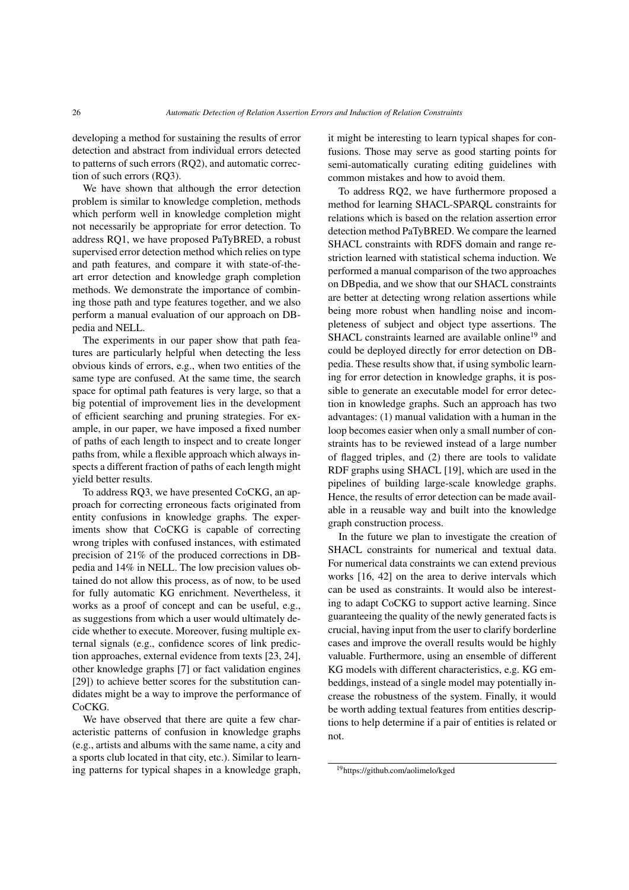developing a method for sustaining the results of error detection and abstract from individual errors detected to patterns of such errors (RQ2), and automatic correction of such errors (RQ3).

We have shown that although the error detection problem is similar to knowledge completion, methods which perform well in knowledge completion might not necessarily be appropriate for error detection. To address RQ1, we have proposed PaTyBRED, a robust supervised error detection method which relies on type and path features, and compare it with state-of-the-art error detection and knowledge graph completion methods. We demonstrate the importance of combining those path and type features together, and we also perform a manual evaluation of our approach on DBpedia and NELL.

The experiments in our paper show that path features are particularly helpful when detecting the less obvious kinds of errors, e.g., when two entities of the same type are confused. At the same time, the search space for optimal path features is very large, so that a big potential of improvement lies in the development of efficient searching and pruning strategies. For example, in our paper, we have imposed a fixed number of paths of each length to inspect and to create longer paths from, while a flexible approach which always inspects a different fraction of paths of each length might yield better results.

To address RQ3, we have presented CoCKG, an approach for correcting erroneous facts originated from entity confusions in knowledge graphs. The experiments show that CoCKG is capable of correcting wrong triples with confused instances, with estimated precision of 21% of the produced corrections in DBpedia and 14% in NELL. The low precision values obtained do not allow this process, as of now, to be used for fully automatic KG enrichment. Nevertheless, it works as a proof of concept and can be useful, e.g., as suggestions from which a user would ultimately decide whether to execute. Moreover, fusing multiple external signals (e.g., confidence scores of link prediction approaches, external evidence from texts [23, 24], other knowledge graphs [7] or fact validation engines [29]) to achieve better scores for the substitution candidates might be a way to improve the performance of CoCKG.

We have observed that there are quite a few characteristic patterns of confusion in knowledge graphs (e.g., artists and albums with the same name, a city and a sports club located in that city, etc.). Similar to learning patterns for typical shapes in a knowledge graph, it might be interesting to learn typical shapes for confusions. Those may serve as good starting points for semi-automatically curating editing guidelines with common mistakes and how to avoid them.

To address RQ2, we have furthermore proposed a method for learning SHACL-SPARQL constraints for relations which is based on the relation assertion error detection method PaTyBRED. We compare the learned SHACL constraints with RDFS domain and range restriction learned with statistical schema induction. We performed a manual comparison of the two approaches on DBpedia, and we show that our SHACL constraints are better at detecting wrong relation assertions while being more robust when handling noise and incompleteness of subject and object type assertions. The SHACL constraints learned are available online[19] and could be deployed directly for error detection on DBpedia. These results show that, if using symbolic learning for error detection in knowledge graphs, it is possible to generate an executable model for error detection in knowledge graphs. Such an approach has two advantages: (1) manual validation with a human in the loop becomes easier when only a small number of constraints has to be reviewed instead of a large number of flagged triples, and (2) there are tools to validate RDF graphs using SHACL [19], which are used in the pipelines of building large-scale knowledge graphs. Hence, the results of error detection can be made available in a reusable way and built into the knowledge graph construction process.

In the future we plan to investigate the creation of SHACL constraints for numerical and textual data. For numerical data constraints we can extend previous works [16, 42] on the area to derive intervals which can be used as constraints. It would also be interesting to adapt CoCKG to support active learning. Since guaranteeing the quality of the newly generated facts is crucial, having input from the user to clarify borderline cases and improve the overall results would be highly valuable. Furthermore, using an ensemble of different KG models with different characteristics, e.g. KG embeddings, instead of a single model may potentially increase the robustness of the system. Finally, it would be worth adding textual features from entities descriptions to help determine if a pair of entities is related or not.

[19] https://github.com/aolimelo/kged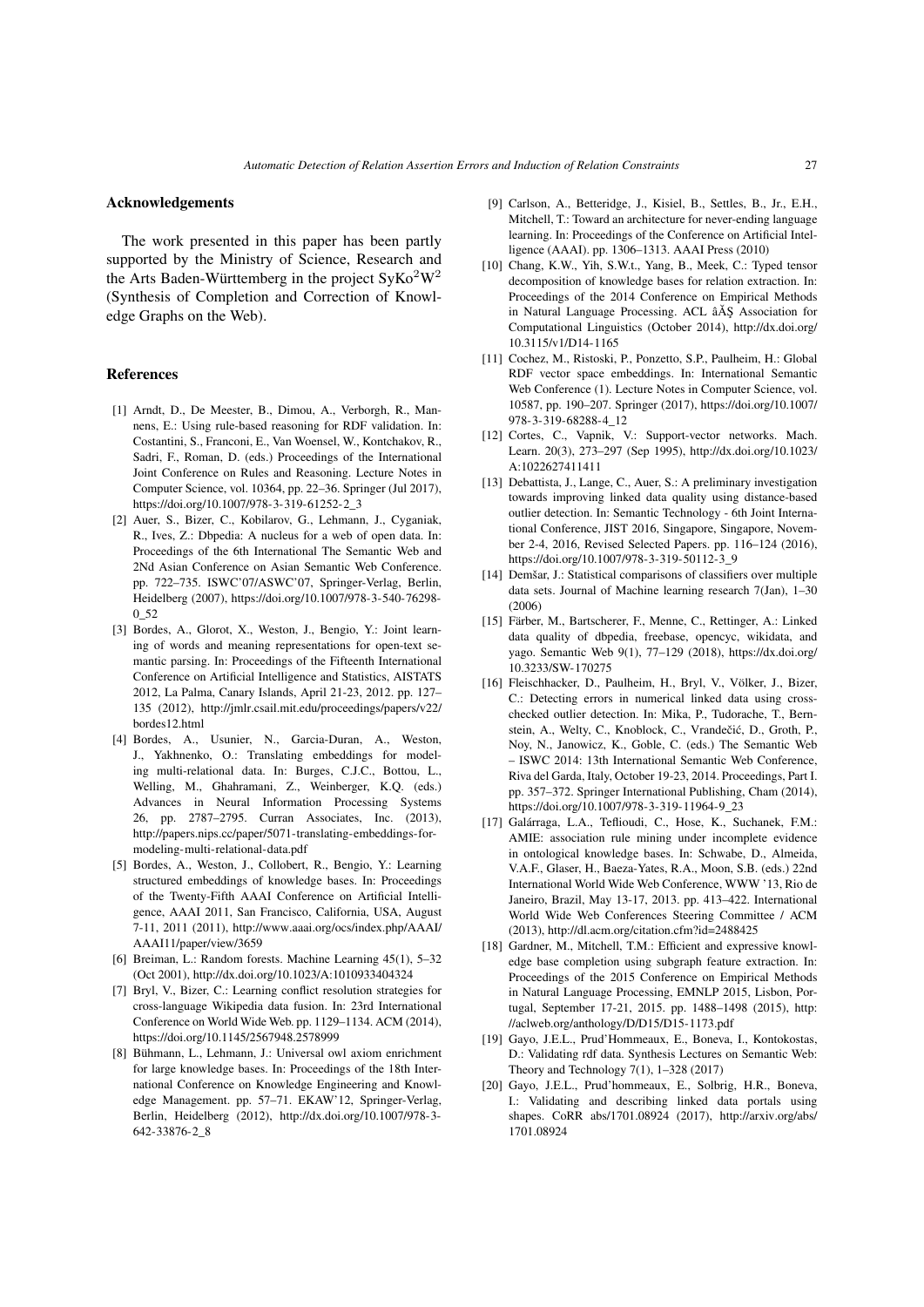## Acknowledgements

The work presented in this paper has been partly supported by the Ministry of Science, Research and the Arts Baden-Württemberg in the project SyKo$^2$W$^2$ (Synthesis of Completion and Correction of Knowledge Graphs on the Web).

## References

[1] Arndt, D., De Meester, B., Dimou, A., Verborgh, R., Mannens, E.: Using rule-based reasoning for RDF validation. In: Costantini, S., Franconi, E., Van Woensel, W., Kontchakov, R., Sadri, F., Roman, D. (eds.) Proceedings of the International Joint Conference on Rules and Reasoning. Lecture Notes in Computer Science, vol. 10364, pp. 22–36. Springer (Jul 2017), https://doi.org/10.1007/978-3-319-61252-2_3

[2] Auer, S., Bizer, C., Kobilarov, G., Lehmann, J., Cyganiak, R., Ives, Z.: Dbpedia: A nucleus for a web of open data. In: Proceedings of the 6th International The Semantic Web and 2Nd Asian Conference on Asian Semantic Web Conference. pp. 722–735. ISWC'07/ASWC'07, Springer-Verlag, Berlin, Heidelberg (2007), https://doi.org/10.1007/978-3-540-76298-0_52

[3] Bordes, A., Glorot, X., Weston, J., Bengio, Y.: Joint learning of words and meaning representations for open-text semantic parsing. In: Proceedings of the Fifteenth International Conference on Artificial Intelligence and Statistics, AISTATS 2012, La Palma, Canary Islands, April 21-23, 2012. pp. 127–135 (2012), http://jmlr.csail.mit.edu/proceedings/papers/v22/bordes12.html

[4] Bordes, A., Usunier, N., Garcia-Duran, A., Weston, J., Yakhnenko, O.: Translating embeddings for modeling multi-relational data. In: Burges, C.J.C., Bottou, L., Welling, M., Ghahramani, Z., Weinberger, K.Q. (eds.) Advances in Neural Information Processing Systems 26, pp. 2787–2795. Curran Associates, Inc. (2013), http://papers.nips.cc/paper/5071-translating-embeddings-for-modeling-multi-relational-data.pdf

[5] Bordes, A., Weston, J., Collobert, R., Bengio, Y.: Learning structured embeddings of knowledge bases. In: Proceedings of the Twenty-Fifth AAAI Conference on Artificial Intelligence, AAAI 2011, San Francisco, California, USA, August 7-11, 2011 (2011), http://www.aaai.org/ocs/index.php/AAAI/AAAI11/paper/view/3659

[6] Breiman, L.: Random forests. Machine Learning 45(1), 5–32 (Oct 2001), http://dx.doi.org/10.1023/A:1010933404324

[7] Bryl, V., Bizer, C.: Learning conflict resolution strategies for cross-language Wikipedia data fusion. In: 23rd International Conference on World Wide Web. pp. 1129–1134. ACM (2014), https://doi.org/10.1145/2567948.2578999

[8] Bühmann, L., Lehmann, J.: Universal owl axiom enrichment for large knowledge bases. In: Proceedings of the 18th International Conference on Knowledge Engineering and Knowledge Management. pp. 57–71. EKAW'12, Springer-Verlag, Berlin, Heidelberg (2012), http://dx.doi.org/10.1007/978-3-642-33876-2_8

[9] Carlson, A., Betteridge, J., Kisiel, B., Settles, B., Jr., E.H., Mitchell, T.: Toward an architecture for never-ending language learning. In: Proceedings of the Conference on Artificial Intelligence (AAAI). pp. 1306–1313. AAAI Press (2010)

[10] Chang, K.W., Yih, S.W.t., Yang, B., Meek, C.: Typed tensor decomposition of knowledge bases for relation extraction. In: Proceedings of the 2014 Conference on Empirical Methods in Natural Language Processing. ACL âĂŞ Association for Computational Linguistics (October 2014), http://dx.doi.org/10.3115/v1/D14-1165

[11] Cochez, M., Ristoski, P., Ponzetto, S.P., Paulheim, H.: Global RDF vector space embeddings. In: International Semantic Web Conference (1). Lecture Notes in Computer Science, vol. 10587, pp. 190–207. Springer (2017), https://doi.org/10.1007/978-3-319-68288-4_12

[12] Cortes, C., Vapnik, V.: Support-vector networks. Mach. Learn. 20(3), 273–297 (Sep 1995), http://dx.doi.org/10.1023/A:1022627411411

[13] Debattista, J., Lange, C., Auer, S.: A preliminary investigation towards improving linked data quality using distance-based outlier detection. In: Semantic Technology - 6th Joint International Conference, JIST 2016, Singapore, Singapore, November 2-4, 2016, Revised Selected Papers. pp. 116–124 (2016), https://doi.org/10.1007/978-3-319-50112-3_9

[14] Demšar, J.: Statistical comparisons of classifiers over multiple data sets. Journal of Machine learning research 7(Jan), 1–30 (2006)

[15] Färber, M., Bartscherer, F., Menne, C., Rettinger, A.: Linked data quality of dbpedia, freebase, opencyc, wikidata, and yago. Semantic Web 9(1), 77–129 (2018), https://doi.org/10.3233/SW-170275

[16] Fleischhacker, D., Paulheim, H., Bryl, V., Völker, J., Bizer, C.: Detecting errors in numerical linked data using cross-checked outlier detection. In: Mika, P., Tudorache, T., Bernstein, A., Welty, C., Knoblock, C., Vrandečić, D., Groth, P., Noy, N., Janowicz, K., Goble, C. (eds.) The Semantic Web – ISWC 2014: 13th International Semantic Web Conference, Riva del Garda, Italy, October 19-23, 2014. Proceedings, Part I. pp. 357–372. Springer International Publishing, Cham (2014), https://doi.org/10.1007/978-3-319-11964-9_23

[17] Galárraga, L.A., Teflioudi, C., Hose, K., Suchanek, F.M.: AMIE: association rule mining under incomplete evidence in ontological knowledge bases. In: Schwabe, D., Almeida, V.A.F., Glaser, H., Baeza-Yates, R.A., Moon, S.B. (eds.) 22nd International World Wide Web Conference, WWW '13, Rio de Janeiro, Brazil, May 13-17, 2013. pp. 413–422. International World Wide Web Conferences Steering Committee / ACM (2013), http://dl.acm.org/citation.cfm?id=2488425

[18] Gardner, M., Mitchell, T.M.: Efficient and expressive knowledge base completion using subgraph feature extraction. In: Proceedings of the 2015 Conference on Empirical Methods in Natural Language Processing, EMNLP 2015, Lisbon, Portugal, September 17-21, 2015. pp. 1488–1498 (2015), http://aclweb.org/anthology/D/D15/D15-1173.pdf

[19] Gayo, J.E.L., Prud'Hommeaux, E., Boneva, I., Kontokostas, D.: Validating rdf data. Synthesis Lectures on Semantic Web: Theory and Technology 7(1), 1–328 (2017)

[20] Gayo, J.E.L., Prud'hommeaux, E., Solbrig, H.R., Boneva, I.: Validating and describing linked data portals using shapes. CoRR abs/1701.08924 (2017), http://arxiv.org/abs/1701.08924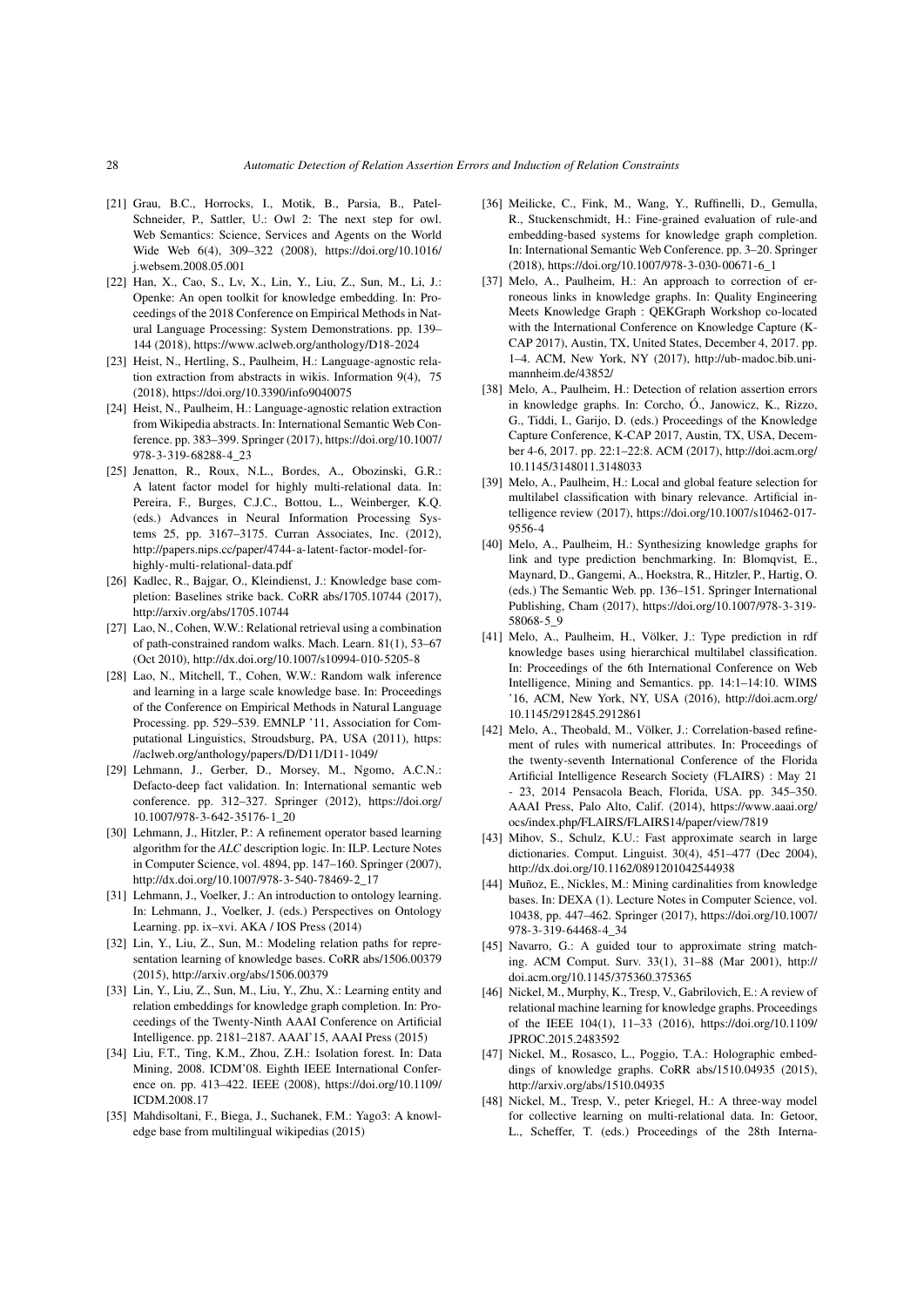[21] Grau, B.C., Horrocks, I., Motik, B., Parsia, B., Patel-Schneider, P., Sattler, U.: Owl 2: The next step for owl. Web Semantics: Science, Services and Agents on the World Wide Web 6(4), 309–322 (2008), https://doi.org/10.1016/j.websem.2008.05.001

[22] Han, X., Cao, S., Lv, X., Lin, Y., Liu, Z., Sun, M., Li, J.: Openke: An open toolkit for knowledge embedding. In: Proceedings of the 2018 Conference on Empirical Methods in Natural Language Processing: System Demonstrations. pp. 139–144 (2018), https://www.aclweb.org/anthology/D18-2024

[23] Heist, N., Hertling, S., Paulheim, H.: Language-agnostic relation extraction from abstracts in wikis. Information 9(4), 75 (2018), https://doi.org/10.3390/info9040075

[24] Heist, N., Paulheim, H.: Language-agnostic relation extraction from Wikipedia abstracts. In: International Semantic Web Conference. pp. 383–399. Springer (2017), https://doi.org/10.1007/978-3-319-68288-4_23

[25] Jenatton, R., Roux, N.L., Bordes, A., Obozinski, G.R.: A latent factor model for highly multi-relational data. In: Pereira, F., Burges, C.J.C., Bottou, L., Weinberger, K.Q. (eds.) Advances in Neural Information Processing Systems 25, pp. 3167–3175. Curran Associates, Inc. (2012), http://papers.nips.cc/paper/4744-a-latent-factor-model-for-highly-multi-relational-data.pdf

[26] Kadlec, R., Bajgar, O., Kleindienst, J.: Knowledge base completion: Baselines strike back. CoRR abs/1705.10744 (2017), http://arxiv.org/abs/1705.10744

[27] Lao, N., Cohen, W.W.: Relational retrieval using a combination of path-constrained random walks. Mach. Learn. 81(1), 53–67 (Oct 2010), http://dx.doi.org/10.1007/s10994-010-5205-8

[28] Lao, N., Mitchell, T., Cohen, W.W.: Random walk inference and learning in a large scale knowledge base. In: Proceedings of the Conference on Empirical Methods in Natural Language Processing. pp. 529–539. EMNLP '11, Association for Computational Linguistics, Stroudsburg, PA, USA (2011), https://aclweb.org/anthology/papers/D/D11/D11-1049/

[29] Lehmann, J., Gerber, D., Morsey, M., Ngomo, A.C.N.: Defacto-deep fact validation. In: International semantic web conference. pp. 312–327. Springer (2012), https://doi.org/10.1007/978-3-642-35176-1_20

[30] Lehmann, J., Hitzler, P.: A refinement operator based learning algorithm for the *ALC* description logic. In: ILP. Lecture Notes in Computer Science, vol. 4894, pp. 147–160. Springer (2007), http://dx.doi.org/10.1007/978-3-540-78469-2_17

[31] Lehmann, J., Voelker, J.: An introduction to ontology learning. In: Lehmann, J., Voelker, J. (eds.) Perspectives on Ontology Learning. pp. ix–xvi. AKA / IOS Press (2014)

[32] Lin, Y., Liu, Z., Sun, M.: Modeling relation paths for representation learning of knowledge bases. CoRR abs/1506.00379 (2015), http://arxiv.org/abs/1506.00379

[33] Lin, Y., Liu, Z., Sun, M., Liu, Y., Zhu, X.: Learning entity and relation embeddings for knowledge graph completion. In: Proceedings of the Twenty-Ninth AAAI Conference on Artificial Intelligence. pp. 2181–2187. AAAI'15, AAAI Press (2015)

[34] Liu, F.T., Ting, K.M., Zhou, Z.H.: Isolation forest. In: Data Mining, 2008. ICDM'08. Eighth IEEE International Conference on. pp. 413–422. IEEE (2008), https://doi.org/10.1109/ICDM.2008.17

[35] Mahdisoltani, F., Biega, J., Suchanek, F.M.: Yago3: A knowledge base from multilingual wikipedias (2015)

[36] Meilicke, C., Fink, M., Wang, Y., Ruffinelli, D., Gemulla, R., Stuckenschmidt, H.: Fine-grained evaluation of rule-and embedding-based systems for knowledge graph completion. In: International Semantic Web Conference. pp. 3–20. Springer (2018), https://doi.org/10.1007/978-3-030-00671-6_1

[37] Melo, A., Paulheim, H.: An approach to correction of erroneous links in knowledge graphs. In: Quality Engineering Meets Knowledge Graph : QEKGraph Workshop co-located with the International Conference on Knowledge Capture (K-CAP 2017), Austin, TX, United States, December 4, 2017. pp. 1–4. ACM, New York, NY (2017), http://ub-madoc.bib.uni-mannheim.de/43852/

[38] Melo, A., Paulheim, H.: Detection of relation assertion errors in knowledge graphs. In: Corcho, Ó., Janowicz, K., Rizzo, G., Tiddi, I., Garijo, D. (eds.) Proceedings of the Knowledge Capture Conference, K-CAP 2017, Austin, TX, USA, December 4-6, 2017. pp. 22:1–22:8. ACM (2017), http://doi.acm.org/10.1145/3148011.3148033

[39] Melo, A., Paulheim, H.: Local and global feature selection for multilabel classification with binary relevance. Artificial intelligence review (2017), https://doi.org/10.1007/s10462-017-9556-4

[40] Melo, A., Paulheim, H.: Synthesizing knowledge graphs for link and type prediction benchmarking. In: Blomqvist, E., Maynard, D., Gangemi, A., Hoekstra, R., Hitzler, P., Hartig, O. (eds.) The Semantic Web. pp. 136–151. Springer International Publishing, Cham (2017), https://doi.org/10.1007/978-3-319-58068-5_9

[41] Melo, A., Paulheim, H., Völker, J.: Type prediction in rdf knowledge bases using hierarchical multilabel classification. In: Proceedings of the 6th International Conference on Web Intelligence, Mining and Semantics. pp. 14:1–14:10. WIMS '16, ACM, New York, NY, USA (2016), http://doi.acm.org/10.1145/2912845.2912861

[42] Melo, A., Theobald, M., Völker, J.: Correlation-based refinement of rules with numerical attributes. In: Proceedings of the twenty-seventh International Conference of the Florida Artificial Intelligence Research Society (FLAIRS) : May 21 - 23, 2014 Pensacola Beach, Florida, USA. pp. 345–350. AAAI Press, Palo Alto, Calif. (2014), https://www.aaai.org/ocs/index.php/FLAIRS/FLAIRS14/paper/view/7819

[43] Mihov, S., Schulz, K.U.: Fast approximate search in large dictionaries. Comput. Linguist. 30(4), 451–477 (Dec 2004), http://dx.doi.org/10.1162/0891201042544938

[44] Muñoz, E., Nickles, M.: Mining cardinalities from knowledge bases. In: DEXA (1). Lecture Notes in Computer Science, vol. 10438, pp. 447–462. Springer (2017), https://doi.org/10.1007/978-3-319-64468-4_34

[45] Navarro, G.: A guided tour to approximate string matching. ACM Comput. Surv. 33(1), 31–88 (Mar 2001), http://doi.acm.org/10.1145/375360.375365

[46] Nickel, M., Murphy, K., Tresp, V., Gabrilovich, E.: A review of relational machine learning for knowledge graphs. Proceedings of the IEEE 104(1), 11–33 (2016), https://doi.org/10.1109/JPROC.2015.2483592

[47] Nickel, M., Rosasco, L., Poggio, T.A.: Holographic embeddings of knowledge graphs. CoRR abs/1510.04935 (2015), http://arxiv.org/abs/1510.04935

[48] Nickel, M., Tresp, V., peter Kriegel, H.: A three-way model for collective learning on multi-relational data. In: Getoor, L., Scheffer, T. (eds.) Proceedings of the 28th Interna-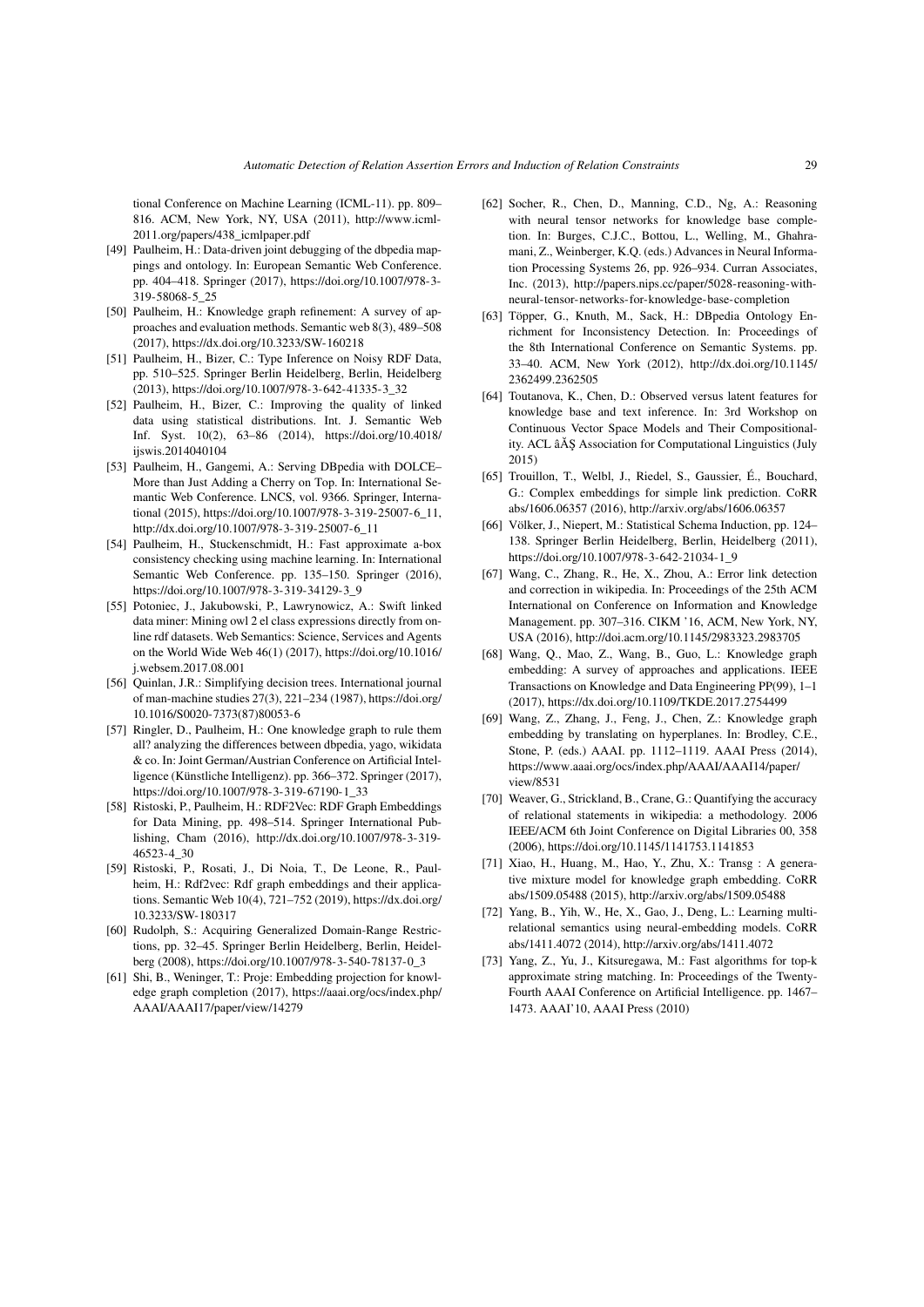tional Conference on Machine Learning (ICML-11). pp. 809–816. ACM, New York, NY, USA (2011), http://www.icml-2011.org/papers/438_icmlpaper.pdf

[49] Paulheim, H.: Data-driven joint debugging of the dbpedia mappings and ontology. In: European Semantic Web Conference. pp. 404–418. Springer (2017), https://doi.org/10.1007/978-3-319-58068-5_25

[50] Paulheim, H.: Knowledge graph refinement: A survey of approaches and evaluation methods. Semantic web 8(3), 489–508 (2017), https://dx.doi.org/10.3233/SW-160218

[51] Paulheim, H., Bizer, C.: Type Inference on Noisy RDF Data, pp. 510–525. Springer Berlin Heidelberg, Berlin, Heidelberg (2013), https://doi.org/10.1007/978-3-642-41335-3_32

[52] Paulheim, H., Bizer, C.: Improving the quality of linked data using statistical distributions. Int. J. Semantic Web Inf. Syst. 10(2), 63–86 (2014), https://doi.org/10.4018/ijswis.2014040104

[53] Paulheim, H., Gangemi, A.: Serving DBpedia with DOLCE–More than Just Adding a Cherry on Top. In: International Semantic Web Conference. LNCS, vol. 9366. Springer, International (2015), https://doi.org/10.1007/978-3-319-25007-6_11, http://dx.doi.org/10.1007/978-3-319-25007-6_11

[54] Paulheim, H., Stuckenschmidt, H.: Fast approximate a-box consistency checking using machine learning. In: International Semantic Web Conference. pp. 135–150. Springer (2016), https://doi.org/10.1007/978-3-319-34129-3_9

[55] Potoniec, J., Jakubowski, P., Lawrynowicz, A.: Swift linked data miner: Mining owl 2 el class expressions directly from online rdf datasets. Web Semantics: Science, Services and Agents on the World Wide Web 46(1) (2017), https://doi.org/10.1016/j.websem.2017.08.001

[56] Quinlan, J.R.: Simplifying decision trees. International journal of man-machine studies 27(3), 221–234 (1987), https://doi.org/10.1016/S0020-7373(87)80053-6

[57] Ringler, D., Paulheim, H.: One knowledge graph to rule them all? analyzing the differences between dbpedia, yago, wikidata & co. In: Joint German/Austrian Conference on Artificial Intelligence (Künstliche Intelligenz). pp. 366–372. Springer (2017), https://doi.org/10.1007/978-3-319-67190-1_33

[58] Ristoski, P., Paulheim, H.: RDF2Vec: RDF Graph Embeddings for Data Mining, pp. 498–514. Springer International Publishing, Cham (2016), http://dx.doi.org/10.1007/978-3-319-46523-4_30

[59] Ristoski, P., Rosati, J., Di Noia, T., De Leone, R., Paulheim, H.: Rdf2vec: Rdf graph embeddings and their applications. Semantic Web 10(4), 721–752 (2019), https://dx.doi.org/10.3233/SW-180317

[60] Rudolph, S.: Acquiring Generalized Domain-Range Restrictions, pp. 32–45. Springer Berlin Heidelberg, Berlin, Heidelberg (2008), https://doi.org/10.1007/978-3-540-78137-0_3

[61] Shi, B., Weninger, T.: Proje: Embedding projection for knowledge graph completion (2017), https://aaai.org/ocs/index.php/AAAI/AAAI17/paper/view/14279

[62] Socher, R., Chen, D., Manning, C.D., Ng, A.: Reasoning with neural tensor networks for knowledge base completion. In: Burges, C.J.C., Bottou, L., Welling, M., Ghahramani, Z., Weinberger, K.Q. (eds.) Advances in Neural Information Processing Systems 26, pp. 926–934. Curran Associates, Inc. (2013), http://papers.nips.cc/paper/5028-reasoning-with-neural-tensor-networks-for-knowledge-base-completion

[63] Töpper, G., Knuth, M., Sack, H.: DBpedia Ontology Enrichment for Inconsistency Detection. In: Proceedings of the 8th International Conference on Semantic Systems. pp. 33–40. ACM, New York (2012), http://dx.doi.org/10.1145/2362499.2362505

[64] Toutanova, K., Chen, D.: Observed versus latent features for knowledge base and text inference. In: 3rd Workshop on Continuous Vector Space Models and Their Compositionality. ACL âĂŞ Association for Computational Linguistics (July 2015)

[65] Trouillon, T., Welbl, J., Riedel, S., Gaussier, É., Bouchard, G.: Complex embeddings for simple link prediction. CoRR abs/1606.06357 (2016), http://arxiv.org/abs/1606.06357

[66] Völker, J., Niepert, M.: Statistical Schema Induction, pp. 124–138. Springer Berlin Heidelberg, Berlin, Heidelberg (2011), https://doi.org/10.1007/978-3-642-21034-1_9

[67] Wang, C., Zhang, R., He, X., Zhou, A.: Error link detection and correction in wikipedia. In: Proceedings of the 25th ACM International on Conference on Information and Knowledge Management. pp. 307–316. CIKM '16, ACM, New York, NY, USA (2016), http://doi.acm.org/10.1145/2983323.2983705

[68] Wang, Q., Mao, Z., Wang, B., Guo, L.: Knowledge graph embedding: A survey of approaches and applications. IEEE Transactions on Knowledge and Data Engineering PP(99), 1–1 (2017), https://dx.doi.org/10.1109/TKDE.2017.2754499

[69] Wang, Z., Zhang, J., Feng, J., Chen, Z.: Knowledge graph embedding by translating on hyperplanes. In: Brodley, C.E., Stone, P. (eds.) AAAI. pp. 1112–1119. AAAI Press (2014), https://www.aaai.org/ocs/index.php/AAAI/AAAI14/paper/view/8531

[70] Weaver, G., Strickland, B., Crane, G.: Quantifying the accuracy of relational statements in wikipedia: a methodology. 2006 IEEE/ACM 6th Joint Conference on Digital Libraries 00, 358 (2006), https://doi.org/10.1145/1141753.1141853

[71] Xiao, H., Huang, M., Hao, Y., Zhu, X.: Transg : A generative mixture model for knowledge graph embedding. CoRR abs/1509.05488 (2015), http://arxiv.org/abs/1509.05488

[72] Yang, B., Yih, W., He, X., Gao, J., Deng, L.: Learning multi-relational semantics using neural-embedding models. CoRR abs/1411.4072 (2014), http://arxiv.org/abs/1411.4072

[73] Yang, Z., Yu, J., Kitsuregawa, M.: Fast algorithms for top-k approximate string matching. In: Proceedings of the Twenty-Fourth AAAI Conference on Artificial Intelligence. pp. 1467–1473. AAAI'10, AAAI Press (2010)